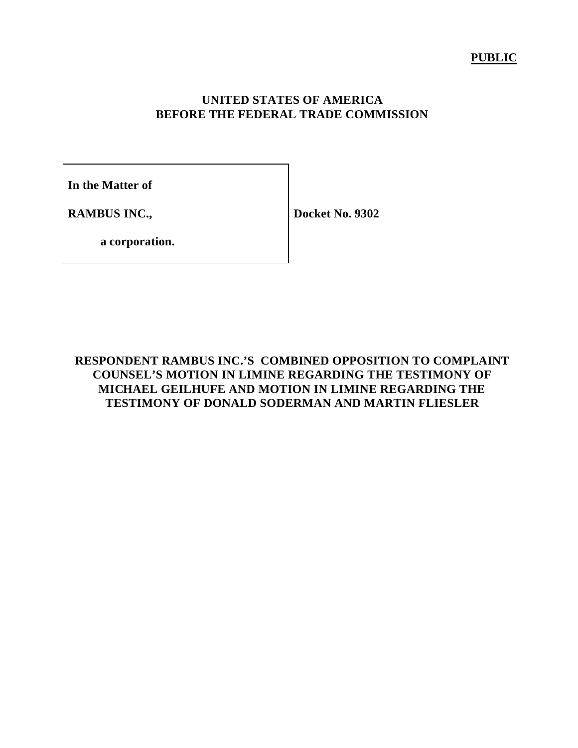**PUBLIC**

**UNITED STATES OF AMERICA**
**BEFORE THE FEDERAL TRADE COMMISSION**

| | |
|---|---|
| **In the Matter of** | |
| **RAMBUS INC.,** | **Docket No. 9302** |
| **a corporation.** | |

**RESPONDENT RAMBUS INC.'S COMBINED OPPOSITION TO COMPLAINT COUNSEL'S MOTION IN LIMINE REGARDING THE TESTIMONY OF MICHAEL GEILHUFE AND MOTION IN LIMINE REGARDING THE TESTIMONY OF DONALD SODERMAN AND MARTIN FLIESLER**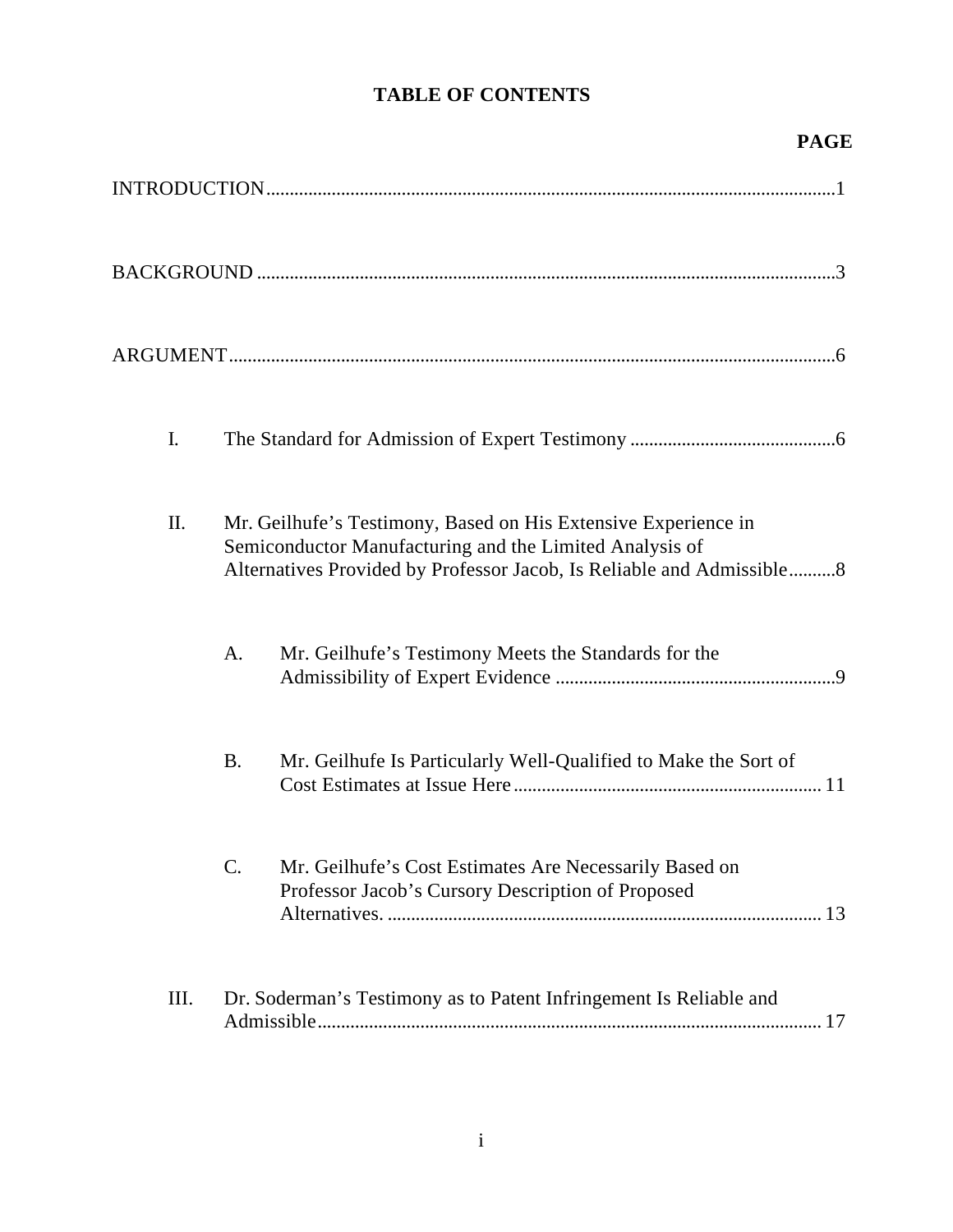# TABLE OF CONTENTS

| | PAGE |
|---|---|
| INTRODUCTION | 1 |
| BACKGROUND | 3 |
| ARGUMENT | 6 |
| I. The Standard for Admission of Expert Testimony | 6 |
| II. Mr. Geilhufe's Testimony, Based on His Extensive Experience in Semiconductor Manufacturing and the Limited Analysis of Alternatives Provided by Professor Jacob, Is Reliable and Admissible | 8 |
| A. Mr. Geilhufe's Testimony Meets the Standards for the Admissibility of Expert Evidence | 9 |
| B. Mr. Geilhufe Is Particularly Well-Qualified to Make the Sort of Cost Estimates at Issue Here | 11 |
| C. Mr. Geilhufe's Cost Estimates Are Necessarily Based on Professor Jacob's Cursory Description of Proposed Alternatives. | 13 |
| III. Dr. Soderman's Testimony as to Patent Infringement Is Reliable and Admissible | 17 |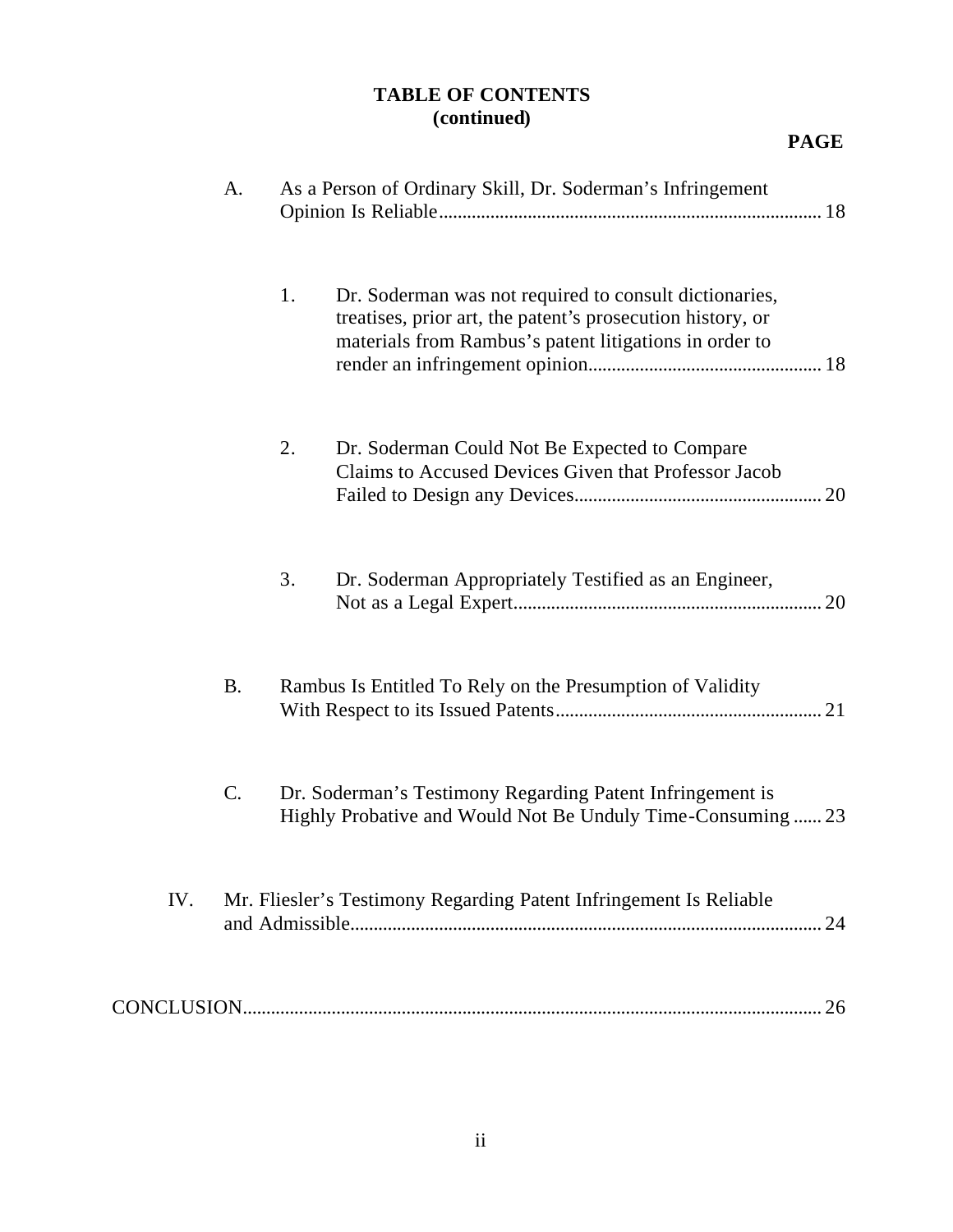# TABLE OF CONTENTS
## (continued)

**PAGE**

A. As a Person of Ordinary Skill, Dr. Soderman's Infringement Opinion Is Reliable ..... 18

1. Dr. Soderman was not required to consult dictionaries, treatises, prior art, the patent's prosecution history, or materials from Rambus's patent litigations in order to render an infringement opinion ..... 18

2. Dr. Soderman Could Not Be Expected to Compare Claims to Accused Devices Given that Professor Jacob Failed to Design any Devices ..... 20

3. Dr. Soderman Appropriately Testified as an Engineer, Not as a Legal Expert ..... 20

B. Rambus Is Entitled To Rely on the Presumption of Validity With Respect to its Issued Patents ..... 21

C. Dr. Soderman's Testimony Regarding Patent Infringement is Highly Probative and Would Not Be Unduly Time-Consuming ..... 23

IV. Mr. Fliesler's Testimony Regarding Patent Infringement Is Reliable and Admissible ..... 24

CONCLUSION ..... 26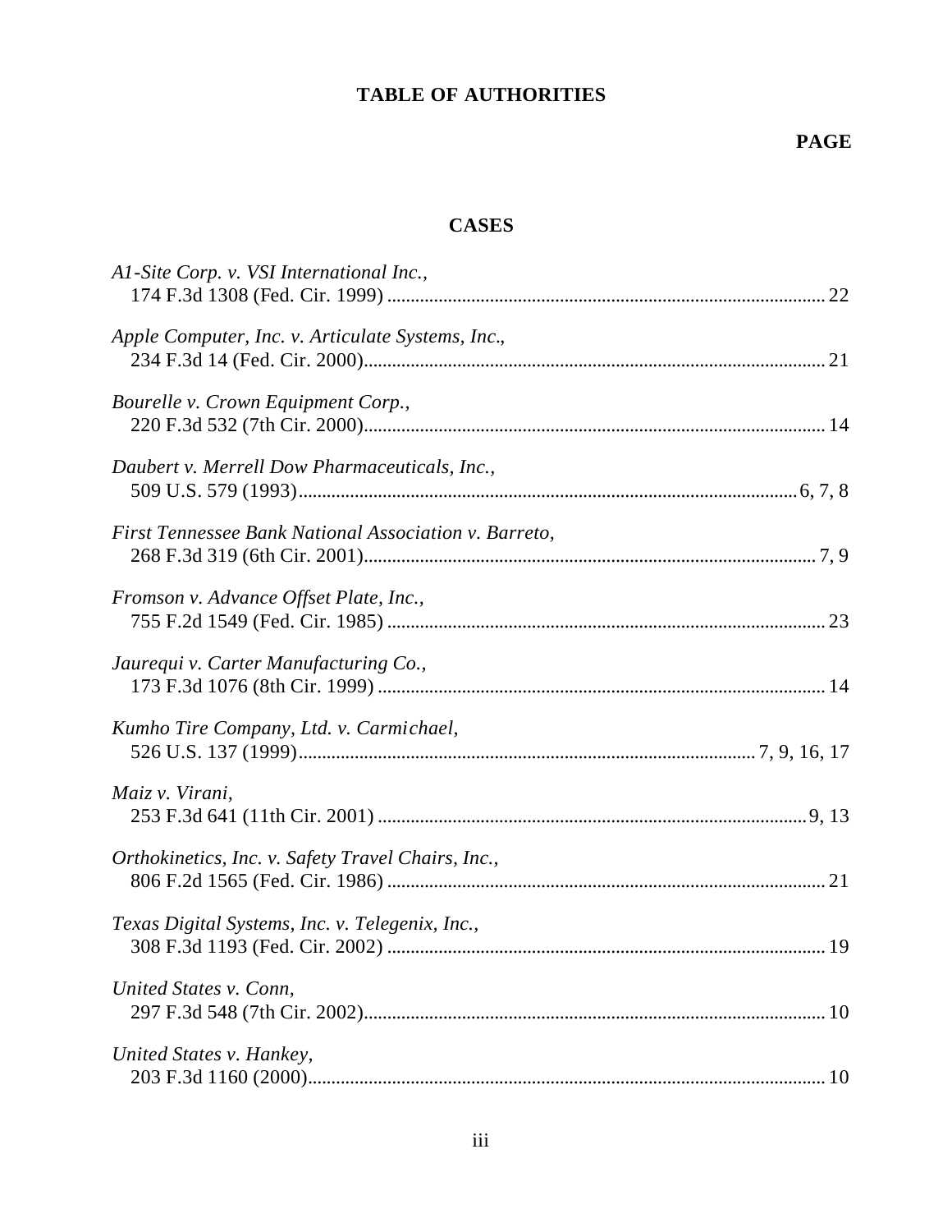# TABLE OF AUTHORITIES

**PAGE**

## CASES

*A1-Site Corp. v. VSI International Inc.*,
174 F.3d 1308 (Fed. Cir. 1999) ........................................................................................... 22

*Apple Computer, Inc. v. Articulate Systems, Inc.*,
234 F.3d 14 (Fed. Cir. 2000)................................................................................................. 21

*Bourelle v. Crown Equipment Corp.*,
220 F.3d 532 (7th Cir. 2000)................................................................................................. 14

*Daubert v. Merrell Dow Pharmaceuticals, Inc.*,
509 U.S. 579 (1993).........................................................................................................6, 7, 8

*First Tennessee Bank National Association v. Barreto*,
268 F.3d 319 (6th Cir. 2001)................................................................................................ 7, 9

*Fromson v. Advance Offset Plate, Inc.*,
755 F.2d 1549 (Fed. Cir. 1985) ............................................................................................ 23

*Jaurequi v. Carter Manufacturing Co.*,
173 F.3d 1076 (8th Cir. 1999) .............................................................................................. 14

*Kumho Tire Company, Ltd. v. Carmichael*,
526 U.S. 137 (1999)................................................................................................ 7, 9, 16, 17

*Maiz v. Virani*,
253 F.3d 641 (11th Cir. 2001) ...........................................................................................9, 13

*Orthokinetics, Inc. v. Safety Travel Chairs, Inc.*,
806 F.2d 1565 (Fed. Cir. 1986) ............................................................................................ 21

*Texas Digital Systems, Inc. v. Telegenix, Inc.*,
308 F.3d 1193 (Fed. Cir. 2002) ............................................................................................ 19

*United States v. Conn*,
297 F.3d 548 (7th Cir. 2002)................................................................................................. 10

*United States v. Hankey*,
203 F.3d 1160 (2000)............................................................................................................ 10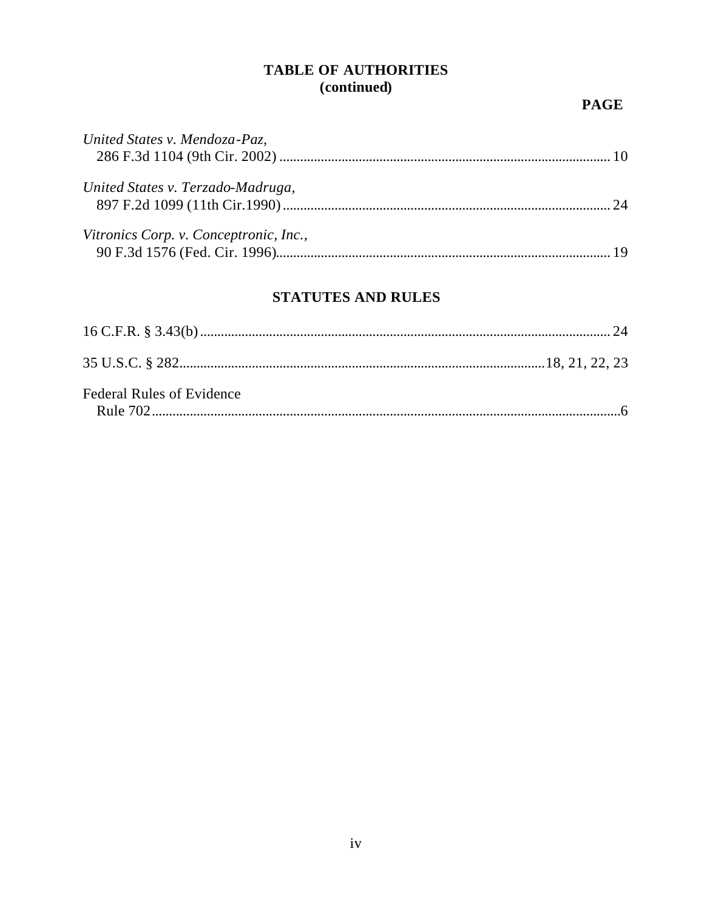## TABLE OF AUTHORITIES
## (continued)

**PAGE**

*United States v. Mendoza-Paz*,
286 F.3d 1104 (9th Cir. 2002) ............................................................................................... 10

*United States v. Terzado-Madruga*,
897 F.2d 1099 (11th Cir.1990) ............................................................................................. 24

*Vitronics Corp. v. Conceptronic, Inc.*,
90 F.3d 1576 (Fed. Cir. 1996)................................................................................................ 19

## STATUTES AND RULES

16 C.F.R. § 3.43(b) ...................................................................................................................... 24

35 U.S.C. § 282.........................................................................................................18, 21, 22, 23

Federal Rules of Evidence
Rule 702.........................................................................................................................................6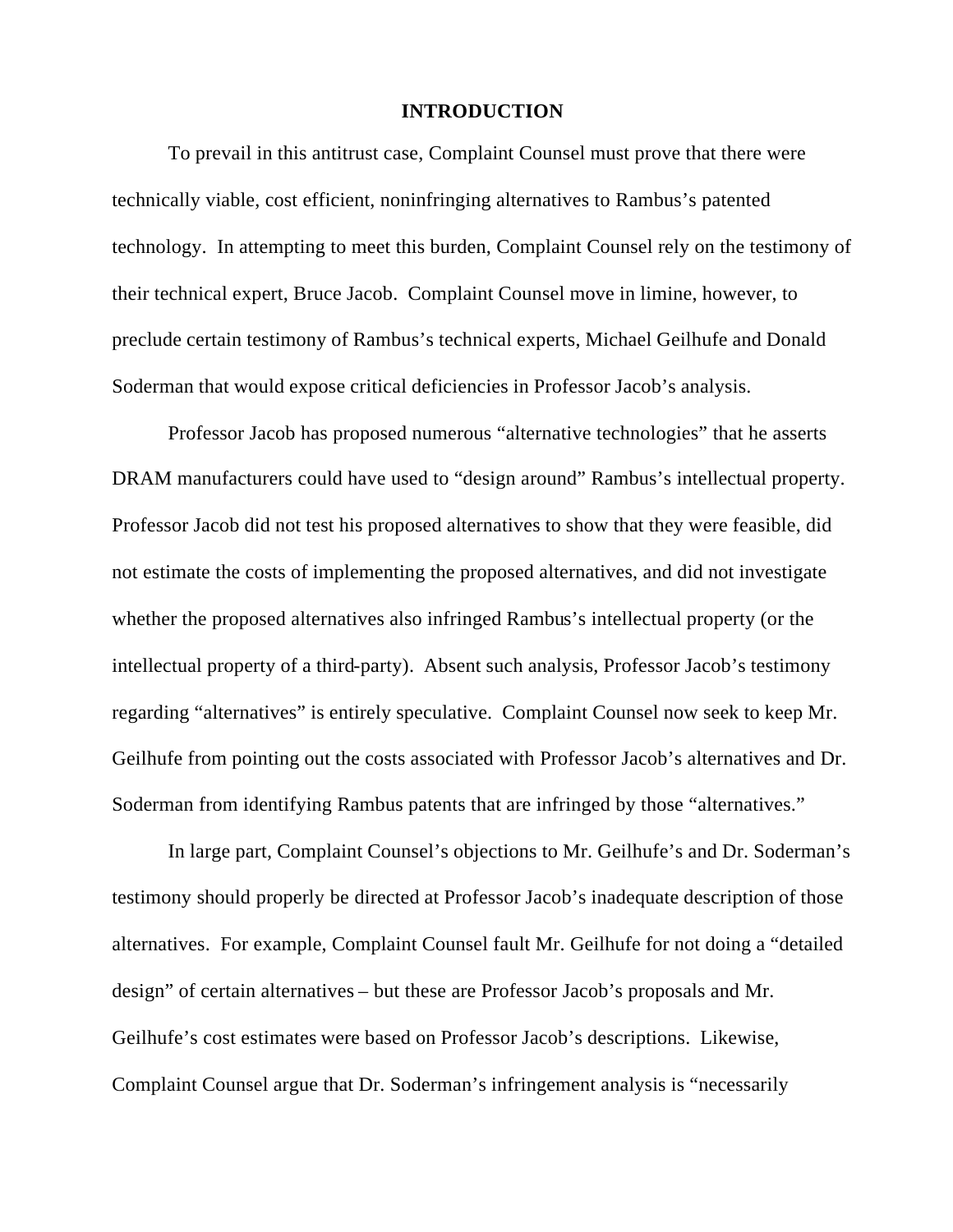# INTRODUCTION

To prevail in this antitrust case, Complaint Counsel must prove that there were technically viable, cost efficient, noninfringing alternatives to Rambus's patented technology. In attempting to meet this burden, Complaint Counsel rely on the testimony of their technical expert, Bruce Jacob. Complaint Counsel move in limine, however, to preclude certain testimony of Rambus's technical experts, Michael Geilhufe and Donald Soderman that would expose critical deficiencies in Professor Jacob's analysis.

Professor Jacob has proposed numerous "alternative technologies" that he asserts DRAM manufacturers could have used to "design around" Rambus's intellectual property. Professor Jacob did not test his proposed alternatives to show that they were feasible, did not estimate the costs of implementing the proposed alternatives, and did not investigate whether the proposed alternatives also infringed Rambus's intellectual property (or the intellectual property of a third-party). Absent such analysis, Professor Jacob's testimony regarding "alternatives" is entirely speculative. Complaint Counsel now seek to keep Mr. Geilhufe from pointing out the costs associated with Professor Jacob's alternatives and Dr. Soderman from identifying Rambus patents that are infringed by those "alternatives."

In large part, Complaint Counsel's objections to Mr. Geilhufe's and Dr. Soderman's testimony should properly be directed at Professor Jacob's inadequate description of those alternatives. For example, Complaint Counsel fault Mr. Geilhufe for not doing a "detailed design" of certain alternatives – but these are Professor Jacob's proposals and Mr. Geilhufe's cost estimates were based on Professor Jacob's descriptions. Likewise, Complaint Counsel argue that Dr. Soderman's infringement analysis is "necessarily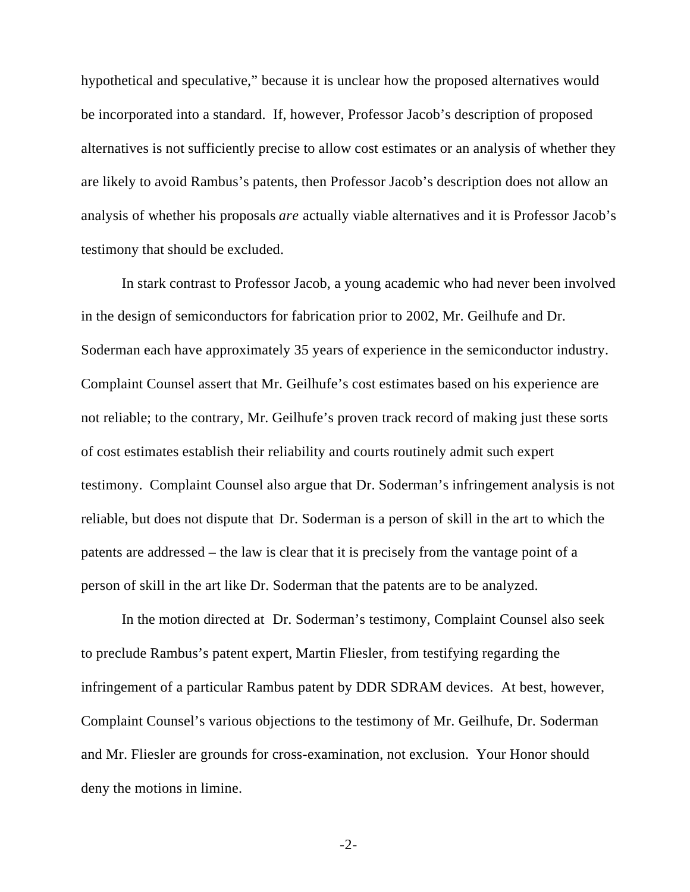hypothetical and speculative," because it is unclear how the proposed alternatives would be incorporated into a standard. If, however, Professor Jacob's description of proposed alternatives is not sufficiently precise to allow cost estimates or an analysis of whether they are likely to avoid Rambus's patents, then Professor Jacob's description does not allow an analysis of whether his proposals *are* actually viable alternatives and it is Professor Jacob's testimony that should be excluded.

In stark contrast to Professor Jacob, a young academic who had never been involved in the design of semiconductors for fabrication prior to 2002, Mr. Geilhufe and Dr. Soderman each have approximately 35 years of experience in the semiconductor industry. Complaint Counsel assert that Mr. Geilhufe's cost estimates based on his experience are not reliable; to the contrary, Mr. Geilhufe's proven track record of making just these sorts of cost estimates establish their reliability and courts routinely admit such expert testimony. Complaint Counsel also argue that Dr. Soderman's infringement analysis is not reliable, but does not dispute that Dr. Soderman is a person of skill in the art to which the patents are addressed – the law is clear that it is precisely from the vantage point of a person of skill in the art like Dr. Soderman that the patents are to be analyzed.

In the motion directed at Dr. Soderman's testimony, Complaint Counsel also seek to preclude Rambus's patent expert, Martin Fliesler, from testifying regarding the infringement of a particular Rambus patent by DDR SDRAM devices. At best, however, Complaint Counsel's various objections to the testimony of Mr. Geilhufe, Dr. Soderman and Mr. Fliesler are grounds for cross-examination, not exclusion. Your Honor should deny the motions in limine.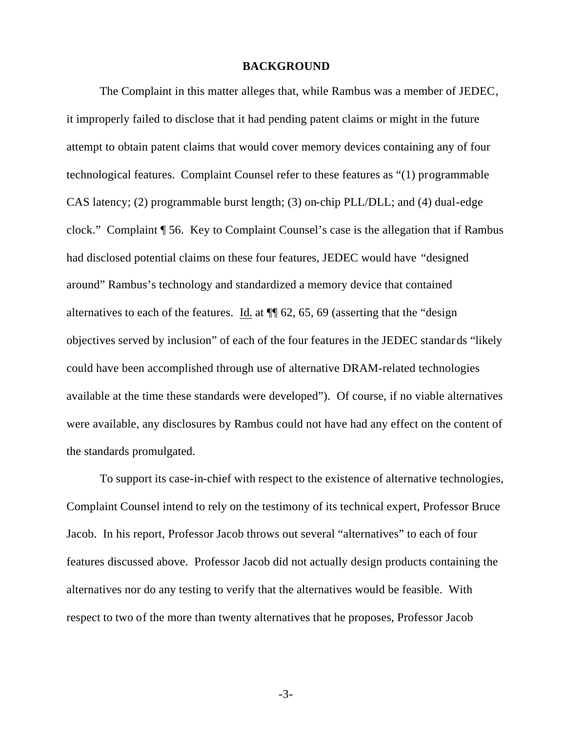# BACKGROUND

The Complaint in this matter alleges that, while Rambus was a member of JEDEC, it improperly failed to disclose that it had pending patent claims or might in the future attempt to obtain patent claims that would cover memory devices containing any of four technological features. Complaint Counsel refer to these features as "(1) programmable CAS latency; (2) programmable burst length; (3) on-chip PLL/DLL; and (4) dual-edge clock." Complaint ¶ 56. Key to Complaint Counsel's case is the allegation that if Rambus had disclosed potential claims on these four features, JEDEC would have "designed around" Rambus's technology and standardized a memory device that contained alternatives to each of the features. Id. at ¶¶ 62, 65, 69 (asserting that the "design objectives served by inclusion" of each of the four features in the JEDEC standards "likely could have been accomplished through use of alternative DRAM-related technologies available at the time these standards were developed"). Of course, if no viable alternatives were available, any disclosures by Rambus could not have had any effect on the content of the standards promulgated.

To support its case-in-chief with respect to the existence of alternative technologies, Complaint Counsel intend to rely on the testimony of its technical expert, Professor Bruce Jacob. In his report, Professor Jacob throws out several "alternatives" to each of four features discussed above. Professor Jacob did not actually design products containing the alternatives nor do any testing to verify that the alternatives would be feasible. With respect to two of the more than twenty alternatives that he proposes, Professor Jacob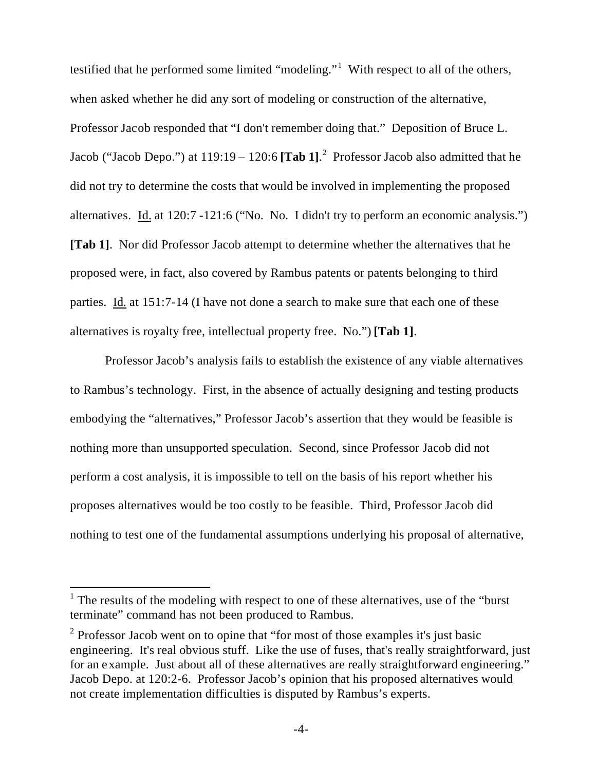testified that he performed some limited "modeling."[1] With respect to all of the others, when asked whether he did any sort of modeling or construction of the alternative, Professor Jacob responded that "I don't remember doing that." Deposition of Bruce L. Jacob ("Jacob Depo.") at 119:19 – 120:6 **[Tab 1]**.[2] Professor Jacob also admitted that he did not try to determine the costs that would be involved in implementing the proposed alternatives. Id. at 120:7 -121:6 ("No. No. I didn't try to perform an economic analysis.") **[Tab 1]**. Nor did Professor Jacob attempt to determine whether the alternatives that he proposed were, in fact, also covered by Rambus patents or patents belonging to third parties. Id. at 151:7-14 (I have not done a search to make sure that each one of these alternatives is royalty free, intellectual property free. No.") **[Tab 1]**.

Professor Jacob's analysis fails to establish the existence of any viable alternatives to Rambus's technology. First, in the absence of actually designing and testing products embodying the "alternatives," Professor Jacob's assertion that they would be feasible is nothing more than unsupported speculation. Second, since Professor Jacob did not perform a cost analysis, it is impossible to tell on the basis of his report whether his proposes alternatives would be too costly to be feasible. Third, Professor Jacob did nothing to test one of the fundamental assumptions underlying his proposal of alternative,

---

[1] The results of the modeling with respect to one of these alternatives, use of the "burst terminate" command has not been produced to Rambus.

[2] Professor Jacob went on to opine that "for most of those examples it's just basic engineering. It's real obvious stuff. Like the use of fuses, that's really straightforward, just for an example. Just about all of these alternatives are really straightforward engineering." Jacob Depo. at 120:2-6. Professor Jacob's opinion that his proposed alternatives would not create implementation difficulties is disputed by Rambus's experts.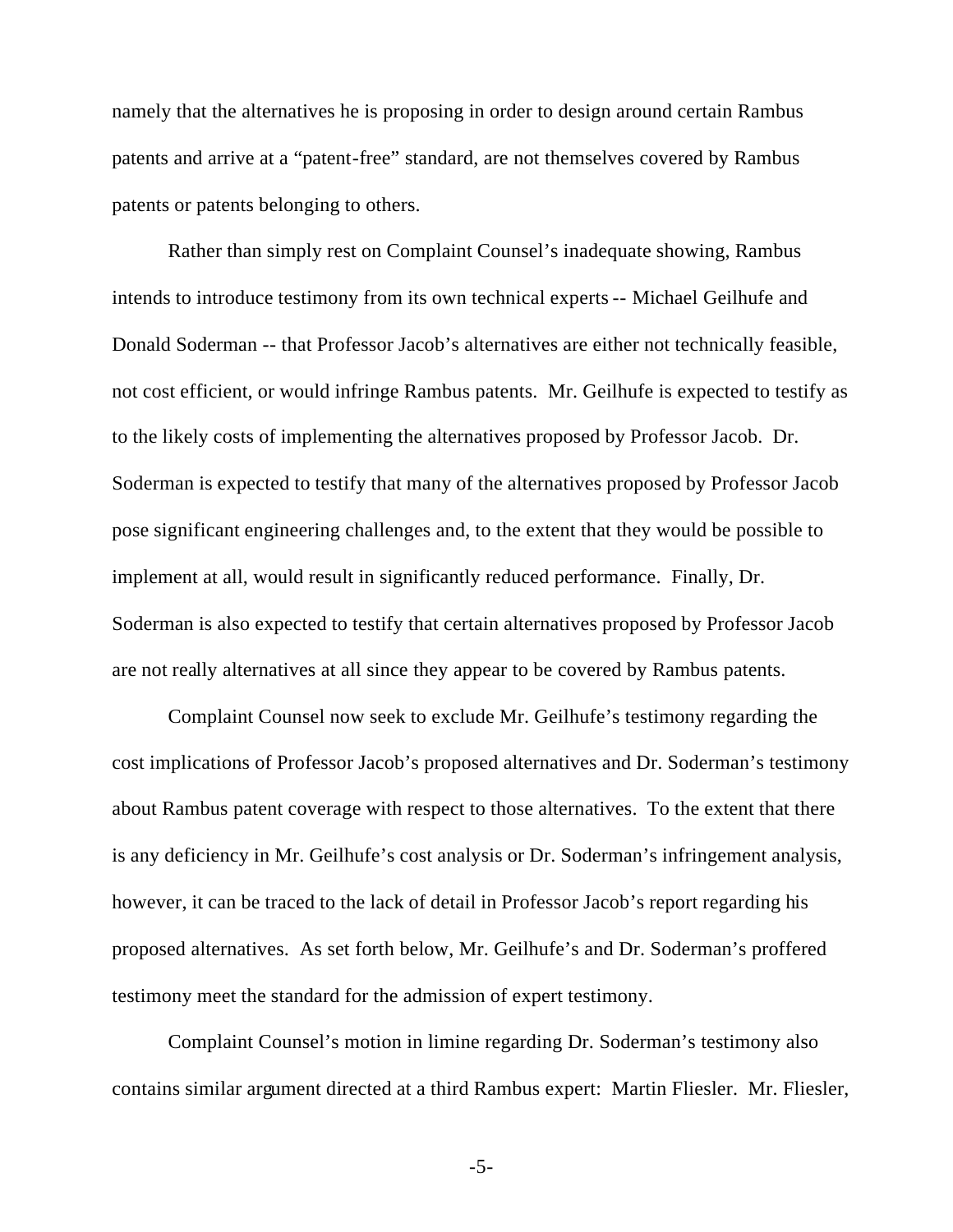namely that the alternatives he is proposing in order to design around certain Rambus patents and arrive at a "patent-free" standard, are not themselves covered by Rambus patents or patents belonging to others.

Rather than simply rest on Complaint Counsel's inadequate showing, Rambus intends to introduce testimony from its own technical experts -- Michael Geilhufe and Donald Soderman -- that Professor Jacob's alternatives are either not technically feasible, not cost efficient, or would infringe Rambus patents. Mr. Geilhufe is expected to testify as to the likely costs of implementing the alternatives proposed by Professor Jacob. Dr. Soderman is expected to testify that many of the alternatives proposed by Professor Jacob pose significant engineering challenges and, to the extent that they would be possible to implement at all, would result in significantly reduced performance. Finally, Dr. Soderman is also expected to testify that certain alternatives proposed by Professor Jacob are not really alternatives at all since they appear to be covered by Rambus patents.

Complaint Counsel now seek to exclude Mr. Geilhufe's testimony regarding the cost implications of Professor Jacob's proposed alternatives and Dr. Soderman's testimony about Rambus patent coverage with respect to those alternatives. To the extent that there is any deficiency in Mr. Geilhufe's cost analysis or Dr. Soderman's infringement analysis, however, it can be traced to the lack of detail in Professor Jacob's report regarding his proposed alternatives. As set forth below, Mr. Geilhufe's and Dr. Soderman's proffered testimony meet the standard for the admission of expert testimony.

Complaint Counsel's motion in limine regarding Dr. Soderman's testimony also contains similar argument directed at a third Rambus expert: Martin Fliesler. Mr. Fliesler,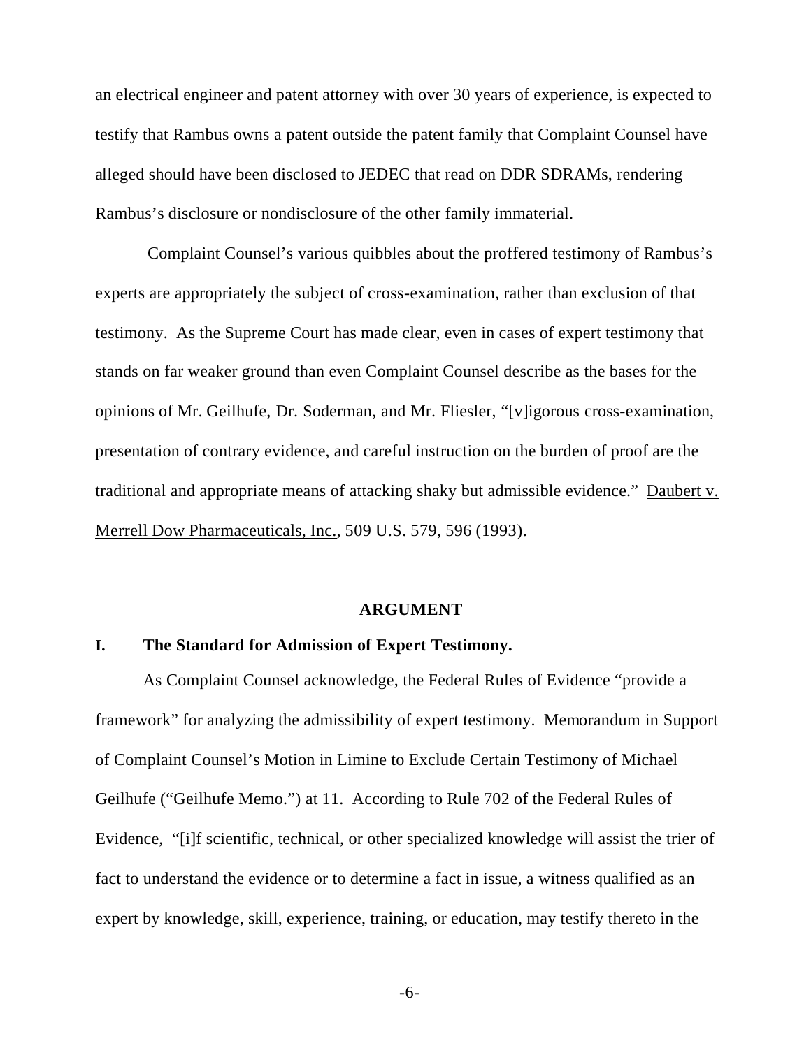an electrical engineer and patent attorney with over 30 years of experience, is expected to testify that Rambus owns a patent outside the patent family that Complaint Counsel have alleged should have been disclosed to JEDEC that read on DDR SDRAMs, rendering Rambus's disclosure or nondisclosure of the other family immaterial.

Complaint Counsel's various quibbles about the proffered testimony of Rambus's experts are appropriately the subject of cross-examination, rather than exclusion of that testimony. As the Supreme Court has made clear, even in cases of expert testimony that stands on far weaker ground than even Complaint Counsel describe as the bases for the opinions of Mr. Geilhufe, Dr. Soderman, and Mr. Fliesler, "[v]igorous cross-examination, presentation of contrary evidence, and careful instruction on the burden of proof are the traditional and appropriate means of attacking shaky but admissible evidence." Daubert v. Merrell Dow Pharmaceuticals, Inc., 509 U.S. 579, 596 (1993).

## ARGUMENT

### I. The Standard for Admission of Expert Testimony.

As Complaint Counsel acknowledge, the Federal Rules of Evidence "provide a framework" for analyzing the admissibility of expert testimony. Memorandum in Support of Complaint Counsel's Motion in Limine to Exclude Certain Testimony of Michael Geilhufe ("Geilhufe Memo.") at 11. According to Rule 702 of the Federal Rules of Evidence, "[i]f scientific, technical, or other specialized knowledge will assist the trier of fact to understand the evidence or to determine a fact in issue, a witness qualified as an expert by knowledge, skill, experience, training, or education, may testify thereto in the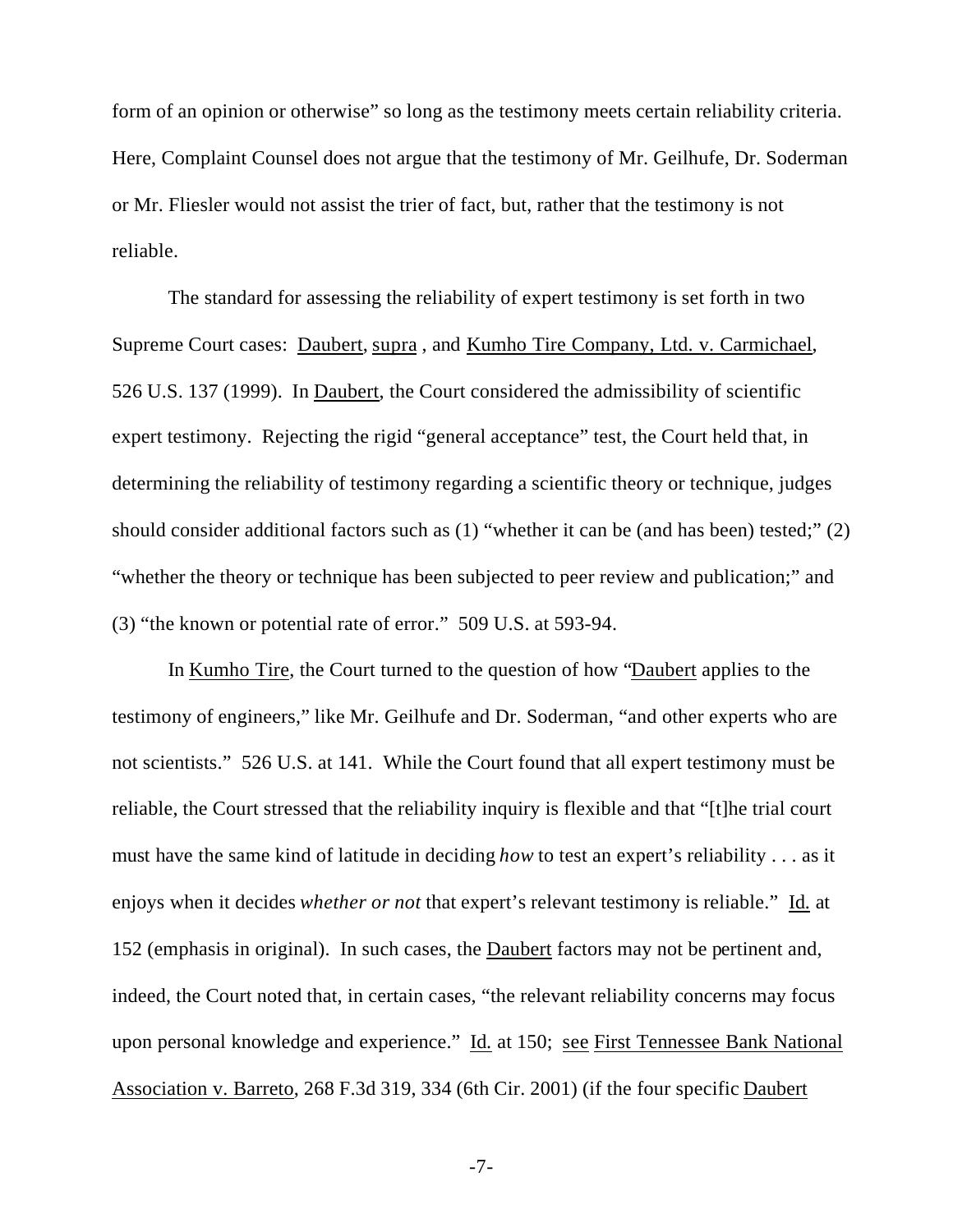form of an opinion or otherwise" so long as the testimony meets certain reliability criteria. Here, Complaint Counsel does not argue that the testimony of Mr. Geilhufe, Dr. Soderman or Mr. Fliesler would not assist the trier of fact, but, rather that the testimony is not reliable.

The standard for assessing the reliability of expert testimony is set forth in two Supreme Court cases: Daubert, supra , and Kumho Tire Company, Ltd. v. Carmichael, 526 U.S. 137 (1999). In Daubert, the Court considered the admissibility of scientific expert testimony. Rejecting the rigid "general acceptance" test, the Court held that, in determining the reliability of testimony regarding a scientific theory or technique, judges should consider additional factors such as (1) "whether it can be (and has been) tested;" (2) "whether the theory or technique has been subjected to peer review and publication;" and (3) "the known or potential rate of error." 509 U.S. at 593-94.

In Kumho Tire, the Court turned to the question of how "Daubert applies to the testimony of engineers," like Mr. Geilhufe and Dr. Soderman, "and other experts who are not scientists." 526 U.S. at 141. While the Court found that all expert testimony must be reliable, the Court stressed that the reliability inquiry is flexible and that "[t]he trial court must have the same kind of latitude in deciding *how* to test an expert's reliability . . . as it enjoys when it decides *whether or not* that expert's relevant testimony is reliable." Id. at 152 (emphasis in original). In such cases, the Daubert factors may not be pertinent and, indeed, the Court noted that, in certain cases, "the relevant reliability concerns may focus upon personal knowledge and experience." Id. at 150; see First Tennessee Bank National Association v. Barreto, 268 F.3d 319, 334 (6th Cir. 2001) (if the four specific Daubert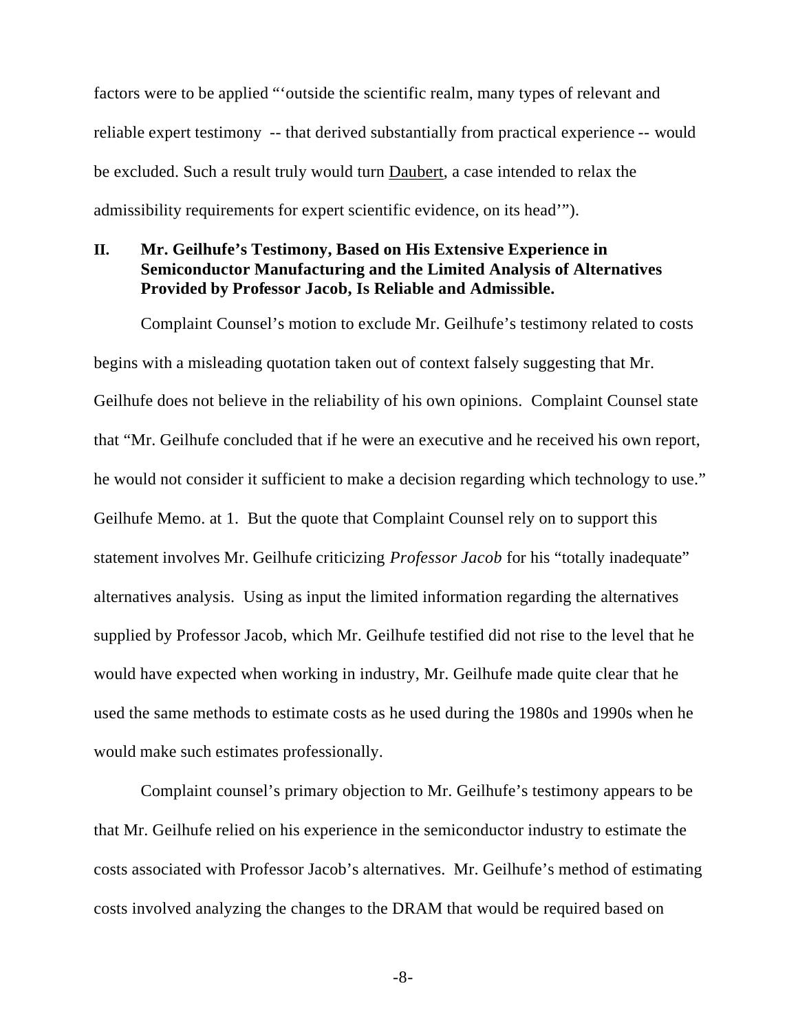factors were to be applied "'outside the scientific realm, many types of relevant and reliable expert testimony -- that derived substantially from practical experience -- would be excluded. Such a result truly would turn Daubert, a case intended to relax the admissibility requirements for expert scientific evidence, on its head'").

## II. Mr. Geilhufe's Testimony, Based on His Extensive Experience in Semiconductor Manufacturing and the Limited Analysis of Alternatives Provided by Professor Jacob, Is Reliable and Admissible.

Complaint Counsel's motion to exclude Mr. Geilhufe's testimony related to costs begins with a misleading quotation taken out of context falsely suggesting that Mr. Geilhufe does not believe in the reliability of his own opinions. Complaint Counsel state that "Mr. Geilhufe concluded that if he were an executive and he received his own report, he would not consider it sufficient to make a decision regarding which technology to use." Geilhufe Memo. at 1. But the quote that Complaint Counsel rely on to support this statement involves Mr. Geilhufe criticizing *Professor Jacob* for his "totally inadequate" alternatives analysis. Using as input the limited information regarding the alternatives supplied by Professor Jacob, which Mr. Geilhufe testified did not rise to the level that he would have expected when working in industry, Mr. Geilhufe made quite clear that he used the same methods to estimate costs as he used during the 1980s and 1990s when he would make such estimates professionally.

Complaint counsel's primary objection to Mr. Geilhufe's testimony appears to be that Mr. Geilhufe relied on his experience in the semiconductor industry to estimate the costs associated with Professor Jacob's alternatives. Mr. Geilhufe's method of estimating costs involved analyzing the changes to the DRAM that would be required based on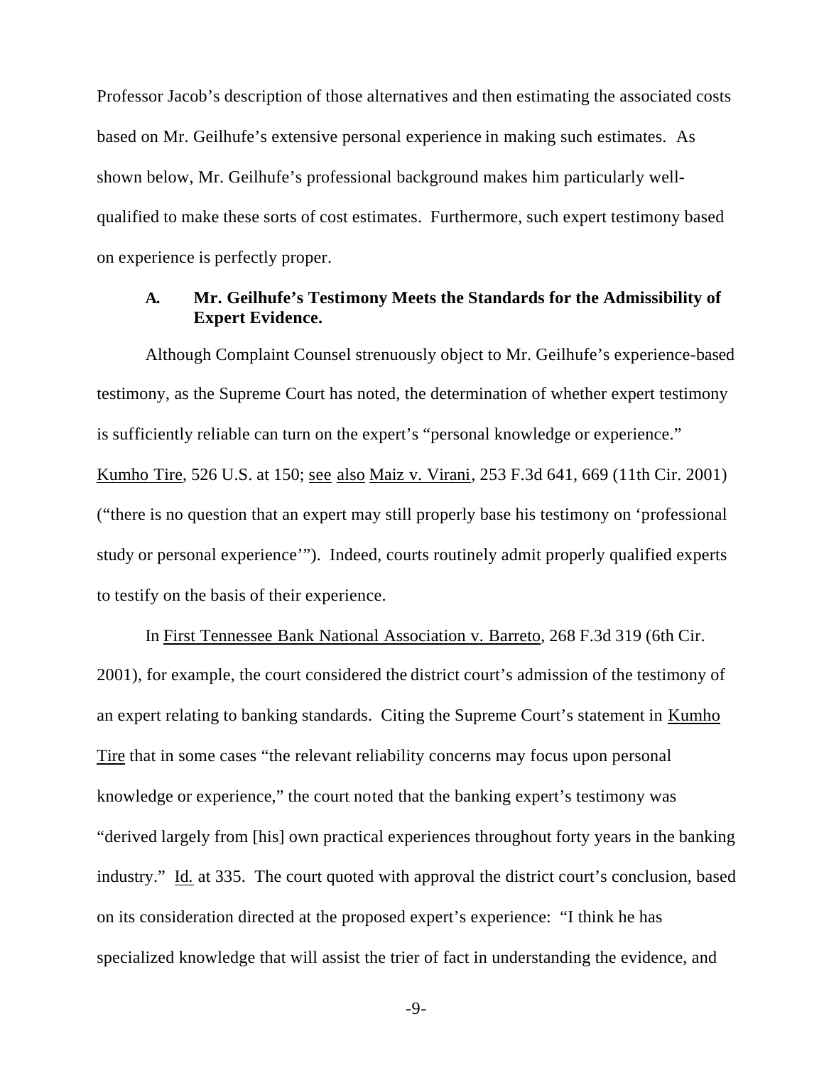Professor Jacob's description of those alternatives and then estimating the associated costs based on Mr. Geilhufe's extensive personal experience in making such estimates. As shown below, Mr. Geilhufe's professional background makes him particularly well-qualified to make these sorts of cost estimates. Furthermore, such expert testimony based on experience is perfectly proper.

### A. Mr. Geilhufe's Testimony Meets the Standards for the Admissibility of Expert Evidence.

Although Complaint Counsel strenuously object to Mr. Geilhufe's experience-based testimony, as the Supreme Court has noted, the determination of whether expert testimony is sufficiently reliable can turn on the expert's "personal knowledge or experience." Kumho Tire, 526 U.S. at 150; see also Maiz v. Virani, 253 F.3d 641, 669 (11th Cir. 2001) ("there is no question that an expert may still properly base his testimony on 'professional study or personal experience'"). Indeed, courts routinely admit properly qualified experts to testify on the basis of their experience.

In First Tennessee Bank National Association v. Barreto, 268 F.3d 319 (6th Cir. 2001), for example, the court considered the district court's admission of the testimony of an expert relating to banking standards. Citing the Supreme Court's statement in Kumho Tire that in some cases "the relevant reliability concerns may focus upon personal knowledge or experience," the court noted that the banking expert's testimony was "derived largely from [his] own practical experiences throughout forty years in the banking industry." Id. at 335. The court quoted with approval the district court's conclusion, based on its consideration directed at the proposed expert's experience: "I think he has specialized knowledge that will assist the trier of fact in understanding the evidence, and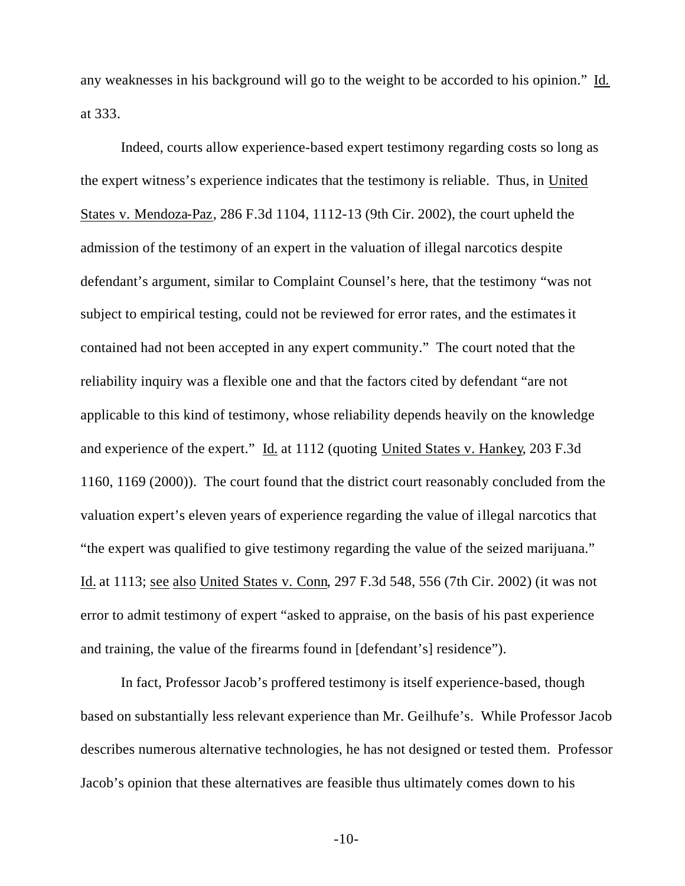any weaknesses in his background will go to the weight to be accorded to his opinion." Id. at 333.

Indeed, courts allow experience-based expert testimony regarding costs so long as the expert witness's experience indicates that the testimony is reliable. Thus, in United States v. Mendoza-Paz, 286 F.3d 1104, 1112-13 (9th Cir. 2002), the court upheld the admission of the testimony of an expert in the valuation of illegal narcotics despite defendant's argument, similar to Complaint Counsel's here, that the testimony "was not subject to empirical testing, could not be reviewed for error rates, and the estimates it contained had not been accepted in any expert community." The court noted that the reliability inquiry was a flexible one and that the factors cited by defendant "are not applicable to this kind of testimony, whose reliability depends heavily on the knowledge and experience of the expert." Id. at 1112 (quoting United States v. Hankey, 203 F.3d 1160, 1169 (2000)). The court found that the district court reasonably concluded from the valuation expert's eleven years of experience regarding the value of illegal narcotics that "the expert was qualified to give testimony regarding the value of the seized marijuana." Id. at 1113; see also United States v. Conn, 297 F.3d 548, 556 (7th Cir. 2002) (it was not error to admit testimony of expert "asked to appraise, on the basis of his past experience and training, the value of the firearms found in [defendant's] residence").

In fact, Professor Jacob's proffered testimony is itself experience-based, though based on substantially less relevant experience than Mr. Geilhufe's. While Professor Jacob describes numerous alternative technologies, he has not designed or tested them. Professor Jacob's opinion that these alternatives are feasible thus ultimately comes down to his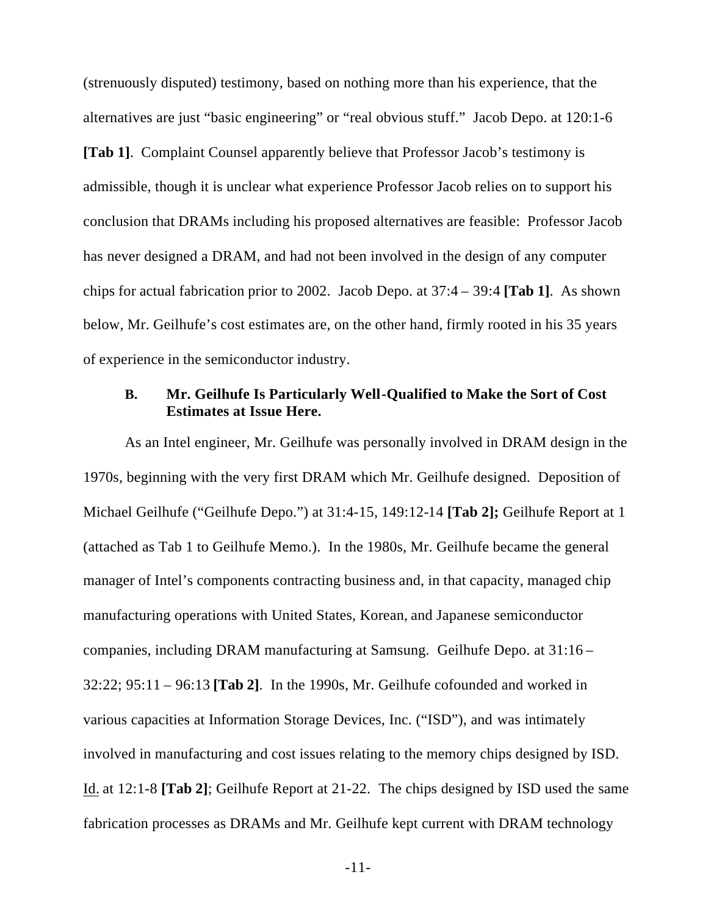(strenuously disputed) testimony, based on nothing more than his experience, that the alternatives are just "basic engineering" or "real obvious stuff." Jacob Depo. at 120:1-6 **[Tab 1]**. Complaint Counsel apparently believe that Professor Jacob's testimony is admissible, though it is unclear what experience Professor Jacob relies on to support his conclusion that DRAMs including his proposed alternatives are feasible: Professor Jacob has never designed a DRAM, and had not been involved in the design of any computer chips for actual fabrication prior to 2002. Jacob Depo. at 37:4 – 39:4 **[Tab 1]**. As shown below, Mr. Geilhufe's cost estimates are, on the other hand, firmly rooted in his 35 years of experience in the semiconductor industry.

### B. Mr. Geilhufe Is Particularly Well-Qualified to Make the Sort of Cost Estimates at Issue Here.

As an Intel engineer, Mr. Geilhufe was personally involved in DRAM design in the 1970s, beginning with the very first DRAM which Mr. Geilhufe designed. Deposition of Michael Geilhufe ("Geilhufe Depo.") at 31:4-15, 149:12-14 **[Tab 2];** Geilhufe Report at 1 (attached as Tab 1 to Geilhufe Memo.). In the 1980s, Mr. Geilhufe became the general manager of Intel's components contracting business and, in that capacity, managed chip manufacturing operations with United States, Korean, and Japanese semiconductor companies, including DRAM manufacturing at Samsung. Geilhufe Depo. at 31:16 – 32:22; 95:11 – 96:13 **[Tab 2]**. In the 1990s, Mr. Geilhufe cofounded and worked in various capacities at Information Storage Devices, Inc. ("ISD"), and was intimately involved in manufacturing and cost issues relating to the memory chips designed by ISD. Id. at 12:1-8 **[Tab 2]**; Geilhufe Report at 21-22. The chips designed by ISD used the same fabrication processes as DRAMs and Mr. Geilhufe kept current with DRAM technology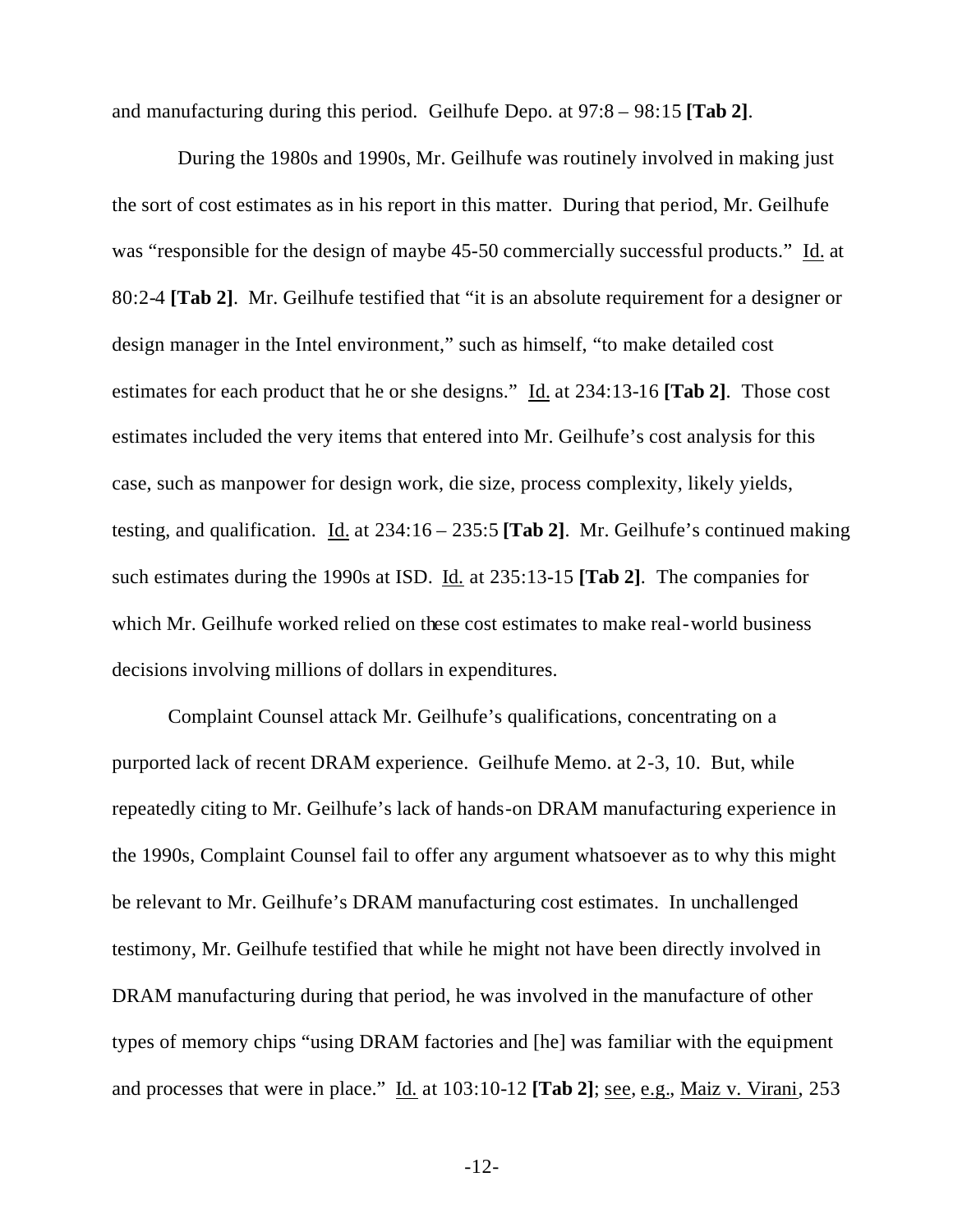and manufacturing during this period. Geilhufe Depo. at 97:8 – 98:15 **[Tab 2]**.

During the 1980s and 1990s, Mr. Geilhufe was routinely involved in making just the sort of cost estimates as in his report in this matter. During that period, Mr. Geilhufe was "responsible for the design of maybe 45-50 commercially successful products." Id. at 80:2-4 **[Tab 2]**. Mr. Geilhufe testified that "it is an absolute requirement for a designer or design manager in the Intel environment," such as himself, "to make detailed cost estimates for each product that he or she designs." Id. at 234:13-16 **[Tab 2]**. Those cost estimates included the very items that entered into Mr. Geilhufe's cost analysis for this case, such as manpower for design work, die size, process complexity, likely yields, testing, and qualification. Id. at 234:16 – 235:5 **[Tab 2]**. Mr. Geilhufe's continued making such estimates during the 1990s at ISD. Id. at 235:13-15 **[Tab 2]**. The companies for which Mr. Geilhufe worked relied on these cost estimates to make real-world business decisions involving millions of dollars in expenditures.

Complaint Counsel attack Mr. Geilhufe's qualifications, concentrating on a purported lack of recent DRAM experience. Geilhufe Memo. at 2-3, 10. But, while repeatedly citing to Mr. Geilhufe's lack of hands-on DRAM manufacturing experience in the 1990s, Complaint Counsel fail to offer any argument whatsoever as to why this might be relevant to Mr. Geilhufe's DRAM manufacturing cost estimates. In unchallenged testimony, Mr. Geilhufe testified that while he might not have been directly involved in DRAM manufacturing during that period, he was involved in the manufacture of other types of memory chips "using DRAM factories and [he] was familiar with the equipment and processes that were in place." Id. at 103:10-12 **[Tab 2]**; see, e.g., Maiz v. Virani, 253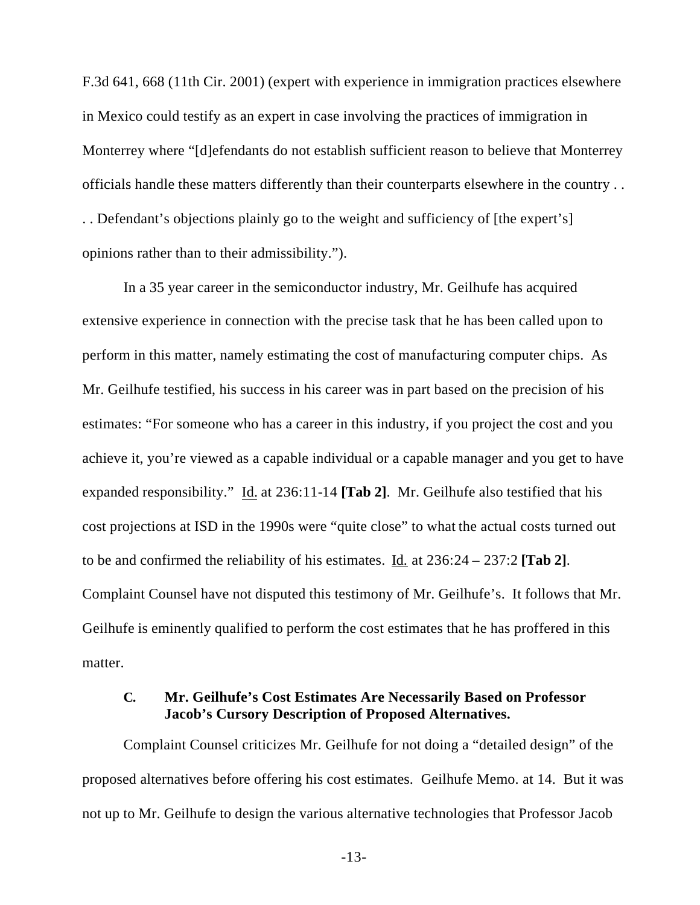F.3d 641, 668 (11th Cir. 2001) (expert with experience in immigration practices elsewhere in Mexico could testify as an expert in case involving the practices of immigration in Monterrey where "[d]efendants do not establish sufficient reason to believe that Monterrey officials handle these matters differently than their counterparts elsewhere in the country . . . . Defendant's objections plainly go to the weight and sufficiency of [the expert's] opinions rather than to their admissibility.").

In a 35 year career in the semiconductor industry, Mr. Geilhufe has acquired extensive experience in connection with the precise task that he has been called upon to perform in this matter, namely estimating the cost of manufacturing computer chips. As Mr. Geilhufe testified, his success in his career was in part based on the precision of his estimates: "For someone who has a career in this industry, if you project the cost and you achieve it, you're viewed as a capable individual or a capable manager and you get to have expanded responsibility." Id. at 236:11-14 **[Tab 2]**. Mr. Geilhufe also testified that his cost projections at ISD in the 1990s were "quite close" to what the actual costs turned out to be and confirmed the reliability of his estimates. Id. at 236:24 – 237:2 **[Tab 2]**. Complaint Counsel have not disputed this testimony of Mr. Geilhufe's. It follows that Mr. Geilhufe is eminently qualified to perform the cost estimates that he has proffered in this matter.

### C. Mr. Geilhufe's Cost Estimates Are Necessarily Based on Professor Jacob's Cursory Description of Proposed Alternatives.

Complaint Counsel criticizes Mr. Geilhufe for not doing a "detailed design" of the proposed alternatives before offering his cost estimates. Geilhufe Memo. at 14. But it was not up to Mr. Geilhufe to design the various alternative technologies that Professor Jacob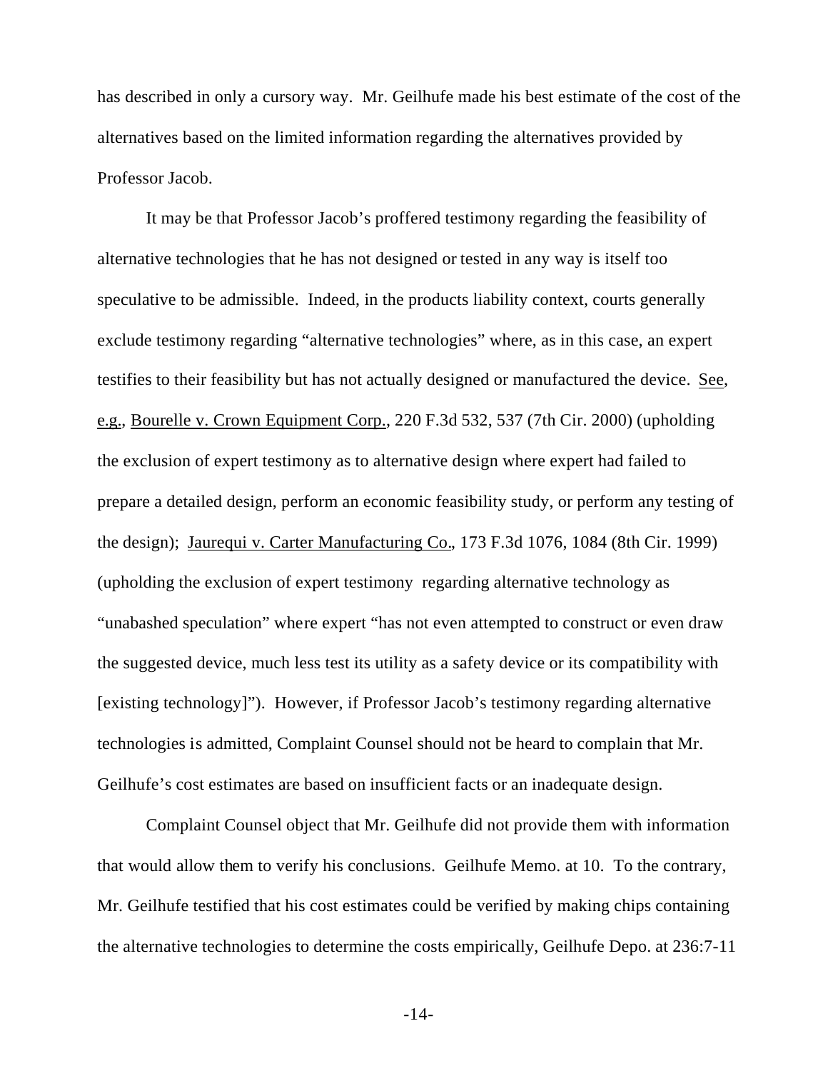has described in only a cursory way. Mr. Geilhufe made his best estimate of the cost of the alternatives based on the limited information regarding the alternatives provided by Professor Jacob.

It may be that Professor Jacob's proffered testimony regarding the feasibility of alternative technologies that he has not designed or tested in any way is itself too speculative to be admissible. Indeed, in the products liability context, courts generally exclude testimony regarding "alternative technologies" where, as in this case, an expert testifies to their feasibility but has not actually designed or manufactured the device. See, e.g., Bourelle v. Crown Equipment Corp., 220 F.3d 532, 537 (7th Cir. 2000) (upholding the exclusion of expert testimony as to alternative design where expert had failed to prepare a detailed design, perform an economic feasibility study, or perform any testing of the design); Jaurequi v. Carter Manufacturing Co., 173 F.3d 1076, 1084 (8th Cir. 1999) (upholding the exclusion of expert testimony regarding alternative technology as "unabashed speculation" where expert "has not even attempted to construct or even draw the suggested device, much less test its utility as a safety device or its compatibility with [existing technology]"). However, if Professor Jacob's testimony regarding alternative technologies is admitted, Complaint Counsel should not be heard to complain that Mr. Geilhufe's cost estimates are based on insufficient facts or an inadequate design.

Complaint Counsel object that Mr. Geilhufe did not provide them with information that would allow them to verify his conclusions. Geilhufe Memo. at 10. To the contrary, Mr. Geilhufe testified that his cost estimates could be verified by making chips containing the alternative technologies to determine the costs empirically, Geilhufe Depo. at 236:7-11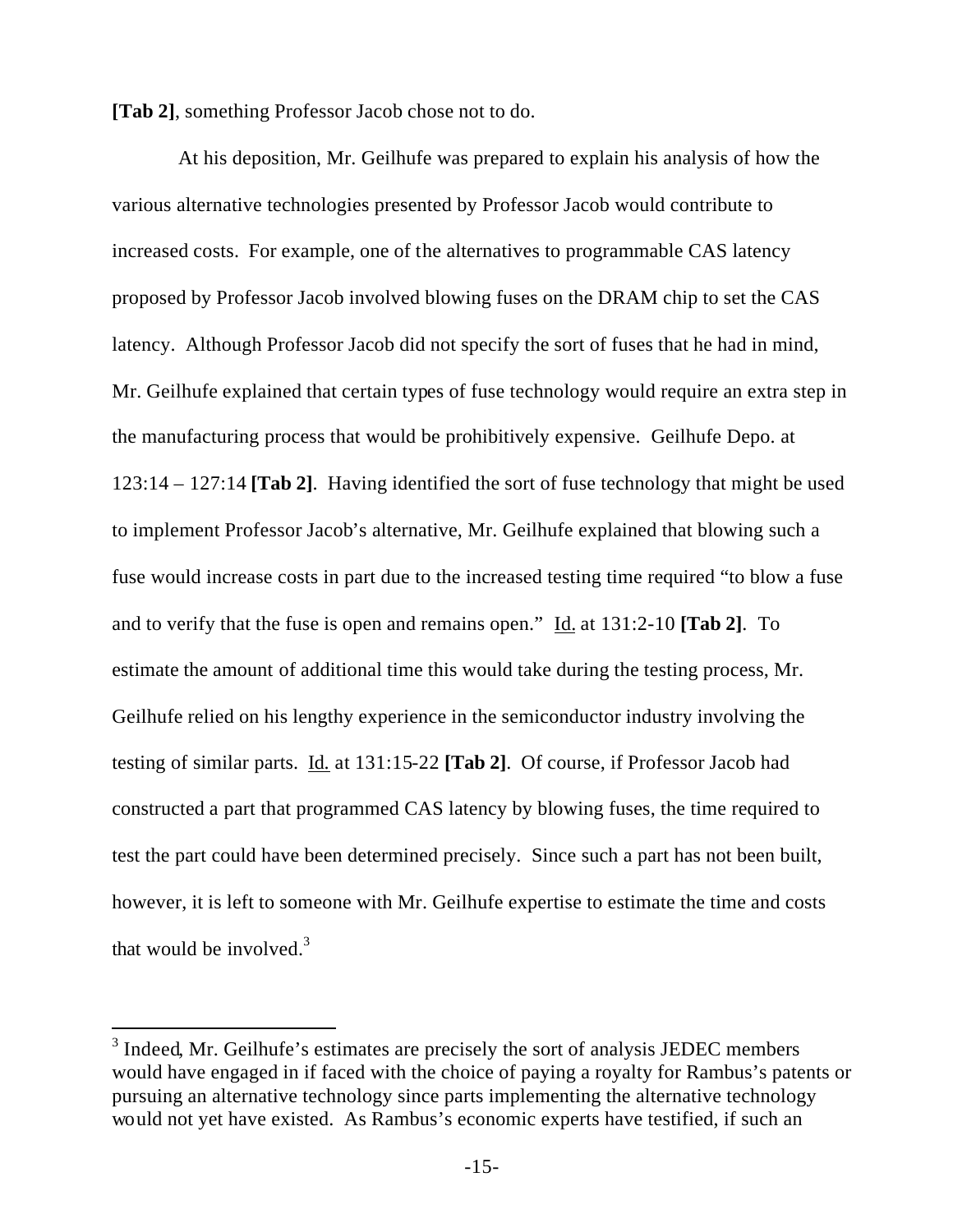**[Tab 2]**, something Professor Jacob chose not to do.

At his deposition, Mr. Geilhufe was prepared to explain his analysis of how the various alternative technologies presented by Professor Jacob would contribute to increased costs. For example, one of the alternatives to programmable CAS latency proposed by Professor Jacob involved blowing fuses on the DRAM chip to set the CAS latency. Although Professor Jacob did not specify the sort of fuses that he had in mind, Mr. Geilhufe explained that certain types of fuse technology would require an extra step in the manufacturing process that would be prohibitively expensive. Geilhufe Depo. at 123:14 – 127:14 **[Tab 2]**. Having identified the sort of fuse technology that might be used to implement Professor Jacob's alternative, Mr. Geilhufe explained that blowing such a fuse would increase costs in part due to the increased testing time required "to blow a fuse and to verify that the fuse is open and remains open." Id. at 131:2-10 **[Tab 2]**. To estimate the amount of additional time this would take during the testing process, Mr. Geilhufe relied on his lengthy experience in the semiconductor industry involving the testing of similar parts. Id. at 131:15-22 **[Tab 2]**. Of course, if Professor Jacob had constructed a part that programmed CAS latency by blowing fuses, the time required to test the part could have been determined precisely. Since such a part has not been built, however, it is left to someone with Mr. Geilhufe expertise to estimate the time and costs that would be involved.[3]

---

[3] Indeed, Mr. Geilhufe's estimates are precisely the sort of analysis JEDEC members would have engaged in if faced with the choice of paying a royalty for Rambus's patents or pursuing an alternative technology since parts implementing the alternative technology would not yet have existed. As Rambus's economic experts have testified, if such an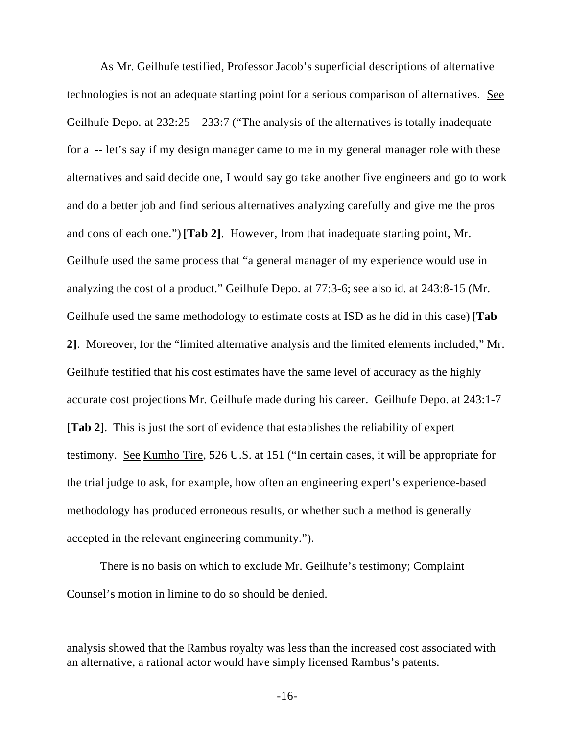As Mr. Geilhufe testified, Professor Jacob's superficial descriptions of alternative technologies is not an adequate starting point for a serious comparison of alternatives. See Geilhufe Depo. at 232:25 – 233:7 ("The analysis of the alternatives is totally inadequate for a -- let's say if my design manager came to me in my general manager role with these alternatives and said decide one, I would say go take another five engineers and go to work and do a better job and find serious alternatives analyzing carefully and give me the pros and cons of each one.") **[Tab 2]**. However, from that inadequate starting point, Mr. Geilhufe used the same process that "a general manager of my experience would use in analyzing the cost of a product." Geilhufe Depo. at 77:3-6; see also id. at 243:8-15 (Mr. Geilhufe used the same methodology to estimate costs at ISD as he did in this case) **[Tab 2]**. Moreover, for the "limited alternative analysis and the limited elements included," Mr. Geilhufe testified that his cost estimates have the same level of accuracy as the highly accurate cost projections Mr. Geilhufe made during his career. Geilhufe Depo. at 243:1-7 **[Tab 2]**. This is just the sort of evidence that establishes the reliability of expert testimony. See Kumho Tire, 526 U.S. at 151 ("In certain cases, it will be appropriate for the trial judge to ask, for example, how often an engineering expert's experience-based methodology has produced erroneous results, or whether such a method is generally accepted in the relevant engineering community.").

There is no basis on which to exclude Mr. Geilhufe's testimony; Complaint Counsel's motion in limine to do so should be denied.

---

analysis showed that the Rambus royalty was less than the increased cost associated with an alternative, a rational actor would have simply licensed Rambus's patents.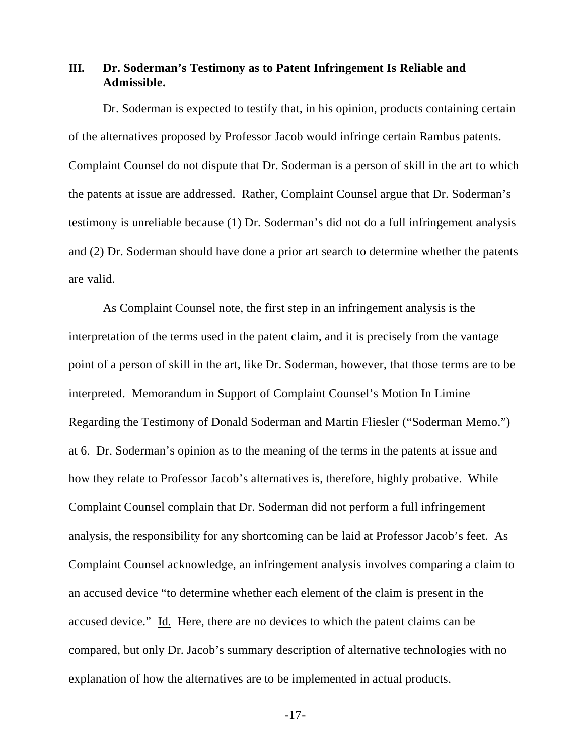### III. Dr. Soderman's Testimony as to Patent Infringement Is Reliable and Admissible.

Dr. Soderman is expected to testify that, in his opinion, products containing certain of the alternatives proposed by Professor Jacob would infringe certain Rambus patents. Complaint Counsel do not dispute that Dr. Soderman is a person of skill in the art to which the patents at issue are addressed. Rather, Complaint Counsel argue that Dr. Soderman's testimony is unreliable because (1) Dr. Soderman's did not do a full infringement analysis and (2) Dr. Soderman should have done a prior art search to determine whether the patents are valid.

As Complaint Counsel note, the first step in an infringement analysis is the interpretation of the terms used in the patent claim, and it is precisely from the vantage point of a person of skill in the art, like Dr. Soderman, however, that those terms are to be interpreted. Memorandum in Support of Complaint Counsel's Motion In Limine Regarding the Testimony of Donald Soderman and Martin Fliesler ("Soderman Memo.") at 6. Dr. Soderman's opinion as to the meaning of the terms in the patents at issue and how they relate to Professor Jacob's alternatives is, therefore, highly probative. While Complaint Counsel complain that Dr. Soderman did not perform a full infringement analysis, the responsibility for any shortcoming can be laid at Professor Jacob's feet. As Complaint Counsel acknowledge, an infringement analysis involves comparing a claim to an accused device "to determine whether each element of the claim is present in the accused device." Id. Here, there are no devices to which the patent claims can be compared, but only Dr. Jacob's summary description of alternative technologies with no explanation of how the alternatives are to be implemented in actual products.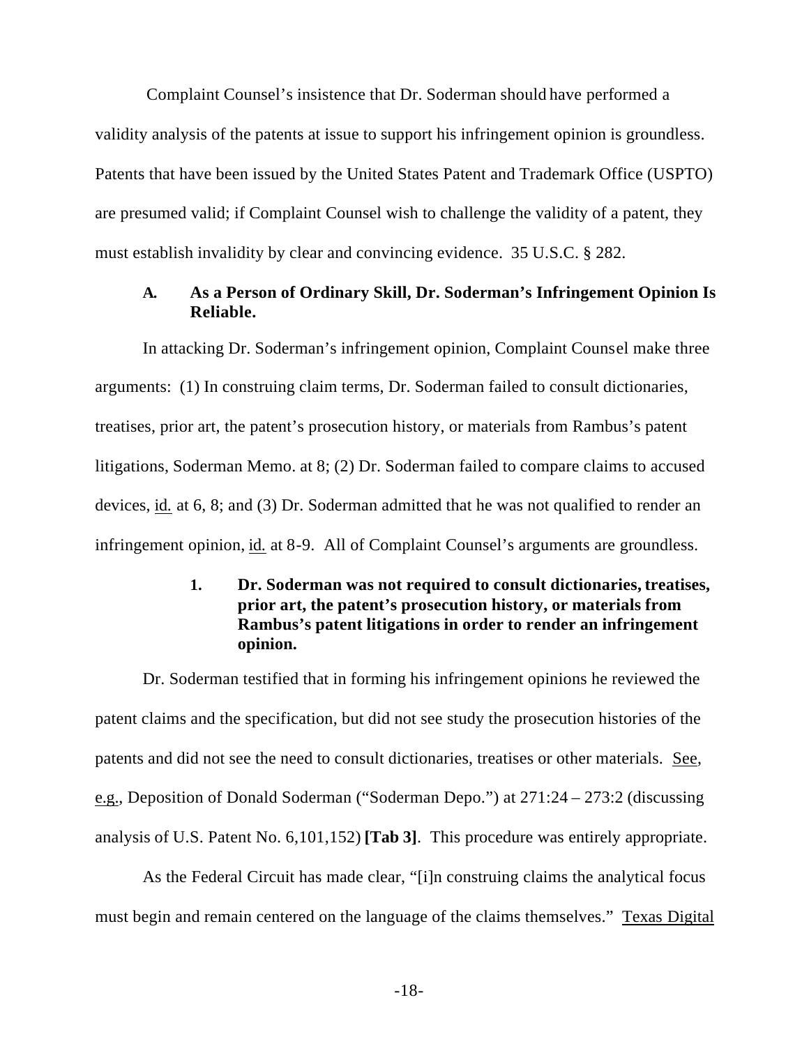Complaint Counsel's insistence that Dr. Soderman should have performed a validity analysis of the patents at issue to support his infringement opinion is groundless. Patents that have been issued by the United States Patent and Trademark Office (USPTO) are presumed valid; if Complaint Counsel wish to challenge the validity of a patent, they must establish invalidity by clear and convincing evidence. 35 U.S.C. § 282.

### A. As a Person of Ordinary Skill, Dr. Soderman's Infringement Opinion Is Reliable.

In attacking Dr. Soderman's infringement opinion, Complaint Counsel make three arguments: (1) In construing claim terms, Dr. Soderman failed to consult dictionaries, treatises, prior art, the patent's prosecution history, or materials from Rambus's patent litigations, Soderman Memo. at 8; (2) Dr. Soderman failed to compare claims to accused devices, id. at 6, 8; and (3) Dr. Soderman admitted that he was not qualified to render an infringement opinion, id. at 8-9. All of Complaint Counsel's arguments are groundless.

#### 1. Dr. Soderman was not required to consult dictionaries, treatises, prior art, the patent's prosecution history, or materials from Rambus's patent litigations in order to render an infringement opinion.

Dr. Soderman testified that in forming his infringement opinions he reviewed the patent claims and the specification, but did not see study the prosecution histories of the patents and did not see the need to consult dictionaries, treatises or other materials. See, e.g., Deposition of Donald Soderman ("Soderman Depo.") at 271:24 – 273:2 (discussing analysis of U.S. Patent No. 6,101,152) **[Tab 3]**. This procedure was entirely appropriate.

As the Federal Circuit has made clear, "[i]n construing claims the analytical focus must begin and remain centered on the language of the claims themselves." Texas Digital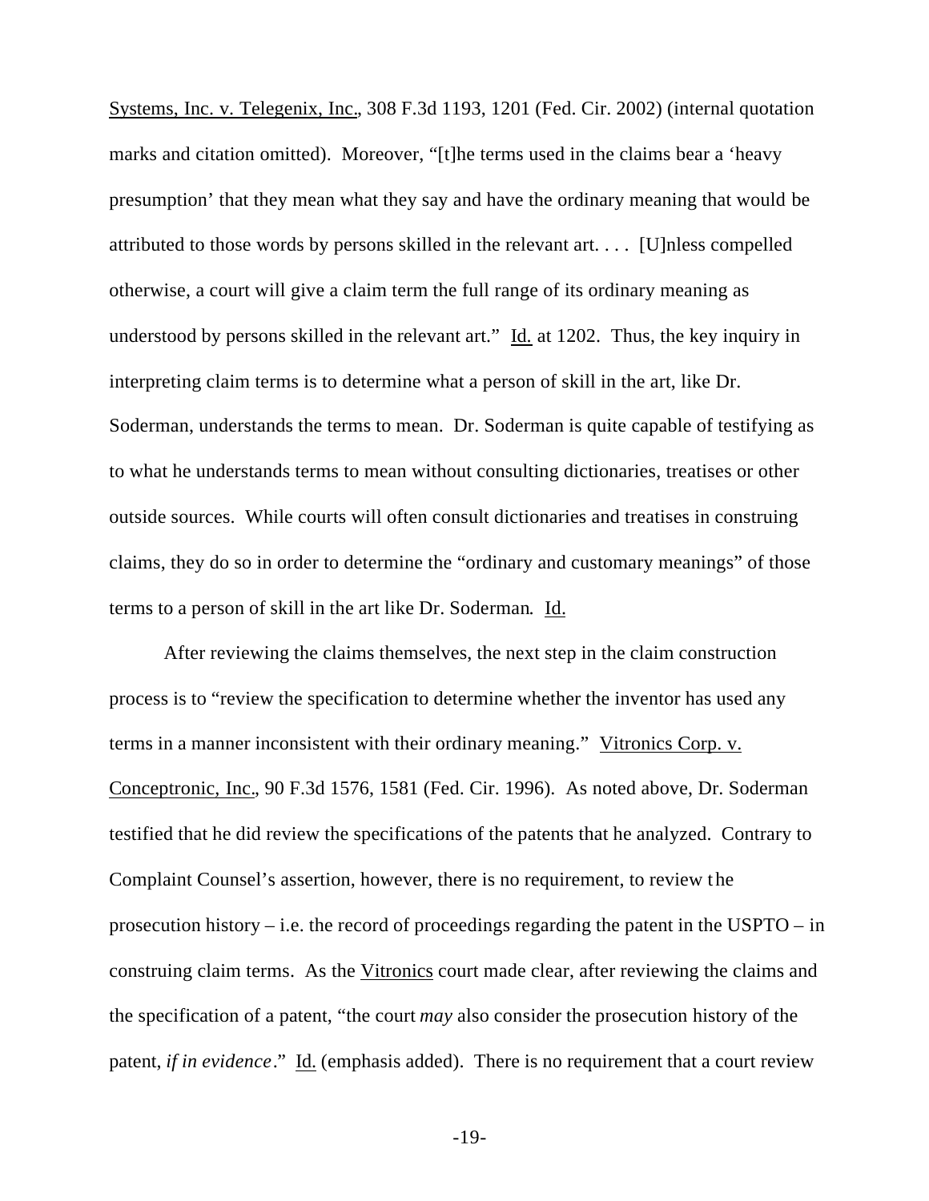Systems, Inc. v. Telegenix, Inc., 308 F.3d 1193, 1201 (Fed. Cir. 2002) (internal quotation marks and citation omitted). Moreover, "[t]he terms used in the claims bear a 'heavy presumption' that they mean what they say and have the ordinary meaning that would be attributed to those words by persons skilled in the relevant art. . . . [U]nless compelled otherwise, a court will give a claim term the full range of its ordinary meaning as understood by persons skilled in the relevant art." Id. at 1202. Thus, the key inquiry in interpreting claim terms is to determine what a person of skill in the art, like Dr. Soderman, understands the terms to mean. Dr. Soderman is quite capable of testifying as to what he understands terms to mean without consulting dictionaries, treatises or other outside sources. While courts will often consult dictionaries and treatises in construing claims, they do so in order to determine the "ordinary and customary meanings" of those terms to a person of skill in the art like Dr. Soderman. Id.

After reviewing the claims themselves, the next step in the claim construction process is to "review the specification to determine whether the inventor has used any terms in a manner inconsistent with their ordinary meaning." Vitronics Corp. v. Conceptronic, Inc., 90 F.3d 1576, 1581 (Fed. Cir. 1996). As noted above, Dr. Soderman testified that he did review the specifications of the patents that he analyzed. Contrary to Complaint Counsel's assertion, however, there is no requirement, to review the prosecution history – i.e. the record of proceedings regarding the patent in the USPTO – in construing claim terms. As the Vitronics court made clear, after reviewing the claims and the specification of a patent, "the court *may* also consider the prosecution history of the patent, *if in evidence*." Id. (emphasis added). There is no requirement that a court review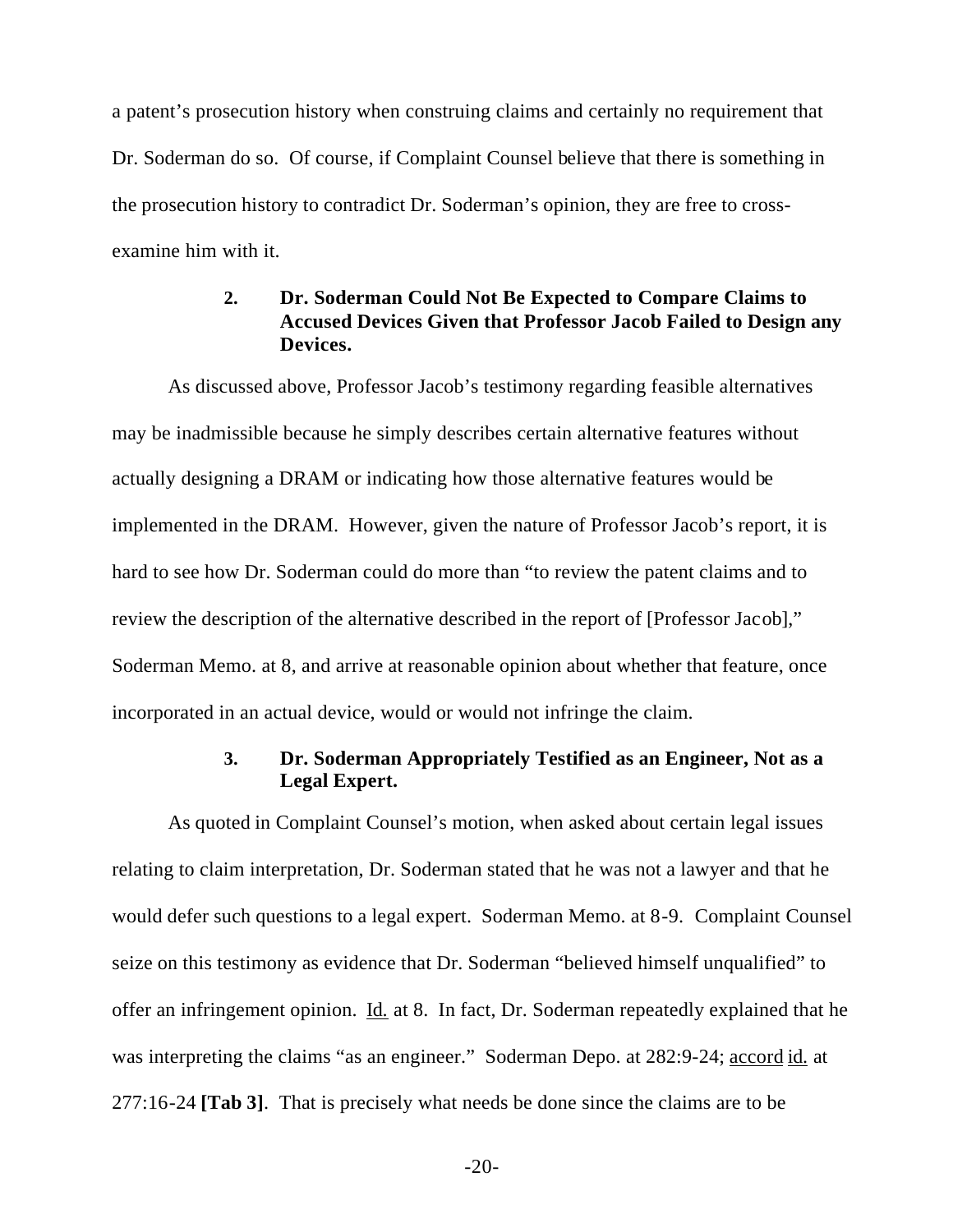a patent's prosecution history when construing claims and certainly no requirement that Dr. Soderman do so. Of course, if Complaint Counsel believe that there is something in the prosecution history to contradict Dr. Soderman's opinion, they are free to cross-examine him with it.

### 2. Dr. Soderman Could Not Be Expected to Compare Claims to Accused Devices Given that Professor Jacob Failed to Design any Devices.

As discussed above, Professor Jacob's testimony regarding feasible alternatives may be inadmissible because he simply describes certain alternative features without actually designing a DRAM or indicating how those alternative features would be implemented in the DRAM. However, given the nature of Professor Jacob's report, it is hard to see how Dr. Soderman could do more than "to review the patent claims and to review the description of the alternative described in the report of [Professor Jacob]," Soderman Memo. at 8, and arrive at reasonable opinion about whether that feature, once incorporated in an actual device, would or would not infringe the claim.

### 3. Dr. Soderman Appropriately Testified as an Engineer, Not as a Legal Expert.

As quoted in Complaint Counsel's motion, when asked about certain legal issues relating to claim interpretation, Dr. Soderman stated that he was not a lawyer and that he would defer such questions to a legal expert. Soderman Memo. at 8-9. Complaint Counsel seize on this testimony as evidence that Dr. Soderman "believed himself unqualified" to offer an infringement opinion. Id. at 8. In fact, Dr. Soderman repeatedly explained that he was interpreting the claims "as an engineer." Soderman Depo. at 282:9-24; accord id. at 277:16-24 **[Tab 3]**. That is precisely what needs be done since the claims are to be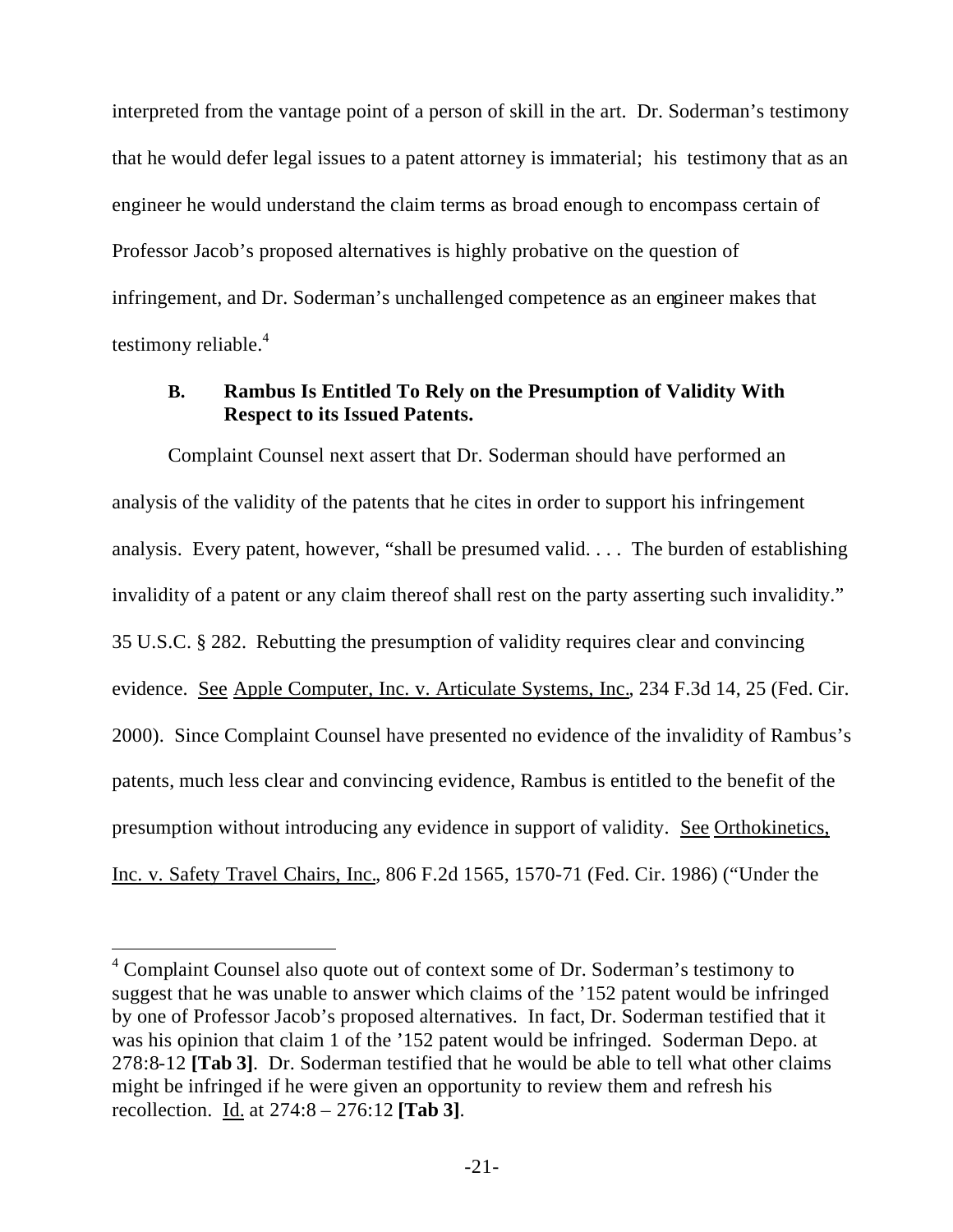interpreted from the vantage point of a person of skill in the art. Dr. Soderman's testimony that he would defer legal issues to a patent attorney is immaterial; his testimony that as an engineer he would understand the claim terms as broad enough to encompass certain of Professor Jacob's proposed alternatives is highly probative on the question of infringement, and Dr. Soderman's unchallenged competence as an engineer makes that testimony reliable.[4]

### B. Rambus Is Entitled To Rely on the Presumption of Validity With Respect to its Issued Patents.

Complaint Counsel next assert that Dr. Soderman should have performed an analysis of the validity of the patents that he cites in order to support his infringement analysis. Every patent, however, "shall be presumed valid. . . . The burden of establishing invalidity of a patent or any claim thereof shall rest on the party asserting such invalidity." 35 U.S.C. § 282. Rebutting the presumption of validity requires clear and convincing evidence. See Apple Computer, Inc. v. Articulate Systems, Inc., 234 F.3d 14, 25 (Fed. Cir. 2000). Since Complaint Counsel have presented no evidence of the invalidity of Rambus's patents, much less clear and convincing evidence, Rambus is entitled to the benefit of the presumption without introducing any evidence in support of validity. See Orthokinetics, Inc. v. Safety Travel Chairs, Inc., 806 F.2d 1565, 1570-71 (Fed. Cir. 1986) ("Under the

---

[4] Complaint Counsel also quote out of context some of Dr. Soderman's testimony to suggest that he was unable to answer which claims of the '152 patent would be infringed by one of Professor Jacob's proposed alternatives. In fact, Dr. Soderman testified that it was his opinion that claim 1 of the '152 patent would be infringed. Soderman Depo. at 278:8-12 **[Tab 3]**. Dr. Soderman testified that he would be able to tell what other claims might be infringed if he were given an opportunity to review them and refresh his recollection. Id. at 274:8 – 276:12 **[Tab 3]**.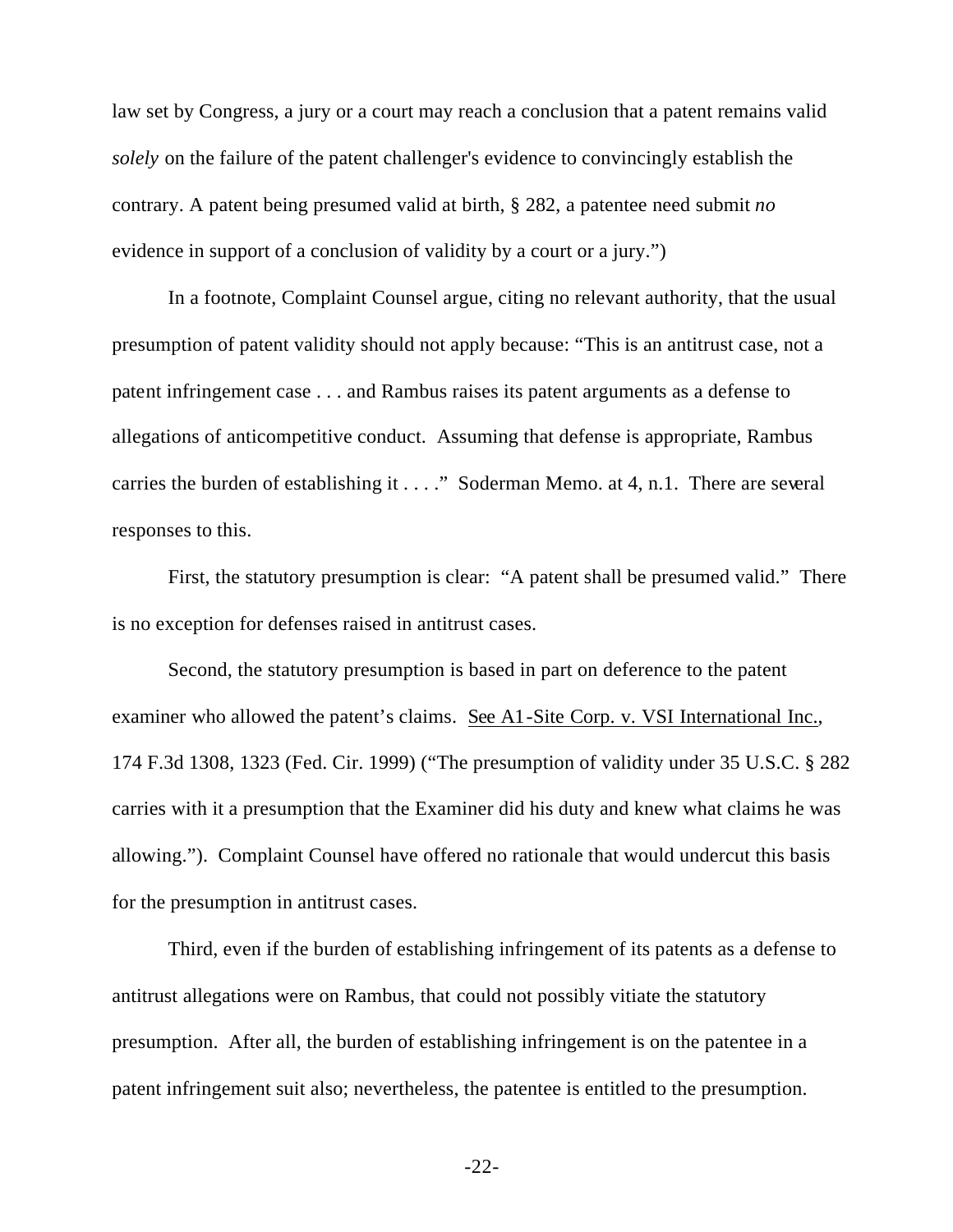law set by Congress, a jury or a court may reach a conclusion that a patent remains valid *solely* on the failure of the patent challenger's evidence to convincingly establish the contrary. A patent being presumed valid at birth, § 282, a patentee need submit *no* evidence in support of a conclusion of validity by a court or a jury.")

In a footnote, Complaint Counsel argue, citing no relevant authority, that the usual presumption of patent validity should not apply because: "This is an antitrust case, not a patent infringement case . . . and Rambus raises its patent arguments as a defense to allegations of anticompetitive conduct. Assuming that defense is appropriate, Rambus carries the burden of establishing it . . . ." Soderman Memo. at 4, n.1. There are several responses to this.

First, the statutory presumption is clear: "A patent shall be presumed valid." There is no exception for defenses raised in antitrust cases.

Second, the statutory presumption is based in part on deference to the patent examiner who allowed the patent's claims. See A1-Site Corp. v. VSI International Inc., 174 F.3d 1308, 1323 (Fed. Cir. 1999) ("The presumption of validity under 35 U.S.C. § 282 carries with it a presumption that the Examiner did his duty and knew what claims he was allowing."). Complaint Counsel have offered no rationale that would undercut this basis for the presumption in antitrust cases.

Third, even if the burden of establishing infringement of its patents as a defense to antitrust allegations were on Rambus, that could not possibly vitiate the statutory presumption. After all, the burden of establishing infringement is on the patentee in a patent infringement suit also; nevertheless, the patentee is entitled to the presumption.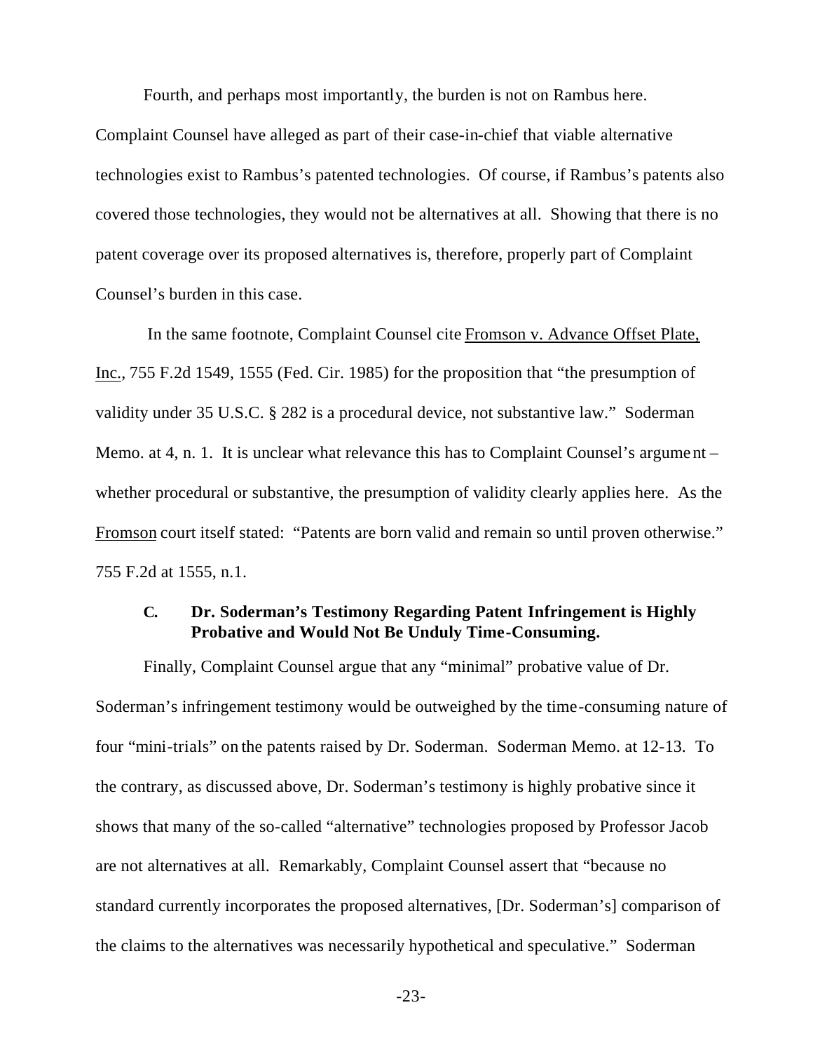Fourth, and perhaps most importantly, the burden is not on Rambus here. Complaint Counsel have alleged as part of their case-in-chief that viable alternative technologies exist to Rambus's patented technologies. Of course, if Rambus's patents also covered those technologies, they would not be alternatives at all. Showing that there is no patent coverage over its proposed alternatives is, therefore, properly part of Complaint Counsel's burden in this case.

In the same footnote, Complaint Counsel cite Fromson v. Advance Offset Plate, Inc., 755 F.2d 1549, 1555 (Fed. Cir. 1985) for the proposition that "the presumption of validity under 35 U.S.C. § 282 is a procedural device, not substantive law." Soderman Memo. at 4, n. 1. It is unclear what relevance this has to Complaint Counsel's argument – whether procedural or substantive, the presumption of validity clearly applies here. As the Fromson court itself stated: "Patents are born valid and remain so until proven otherwise." 755 F.2d at 1555, n.1.

### C. Dr. Soderman's Testimony Regarding Patent Infringement is Highly Probative and Would Not Be Unduly Time-Consuming.

Finally, Complaint Counsel argue that any "minimal" probative value of Dr. Soderman's infringement testimony would be outweighed by the time-consuming nature of four "mini-trials" on the patents raised by Dr. Soderman. Soderman Memo. at 12-13. To the contrary, as discussed above, Dr. Soderman's testimony is highly probative since it shows that many of the so-called "alternative" technologies proposed by Professor Jacob are not alternatives at all. Remarkably, Complaint Counsel assert that "because no standard currently incorporates the proposed alternatives, [Dr. Soderman's] comparison of the claims to the alternatives was necessarily hypothetical and speculative." Soderman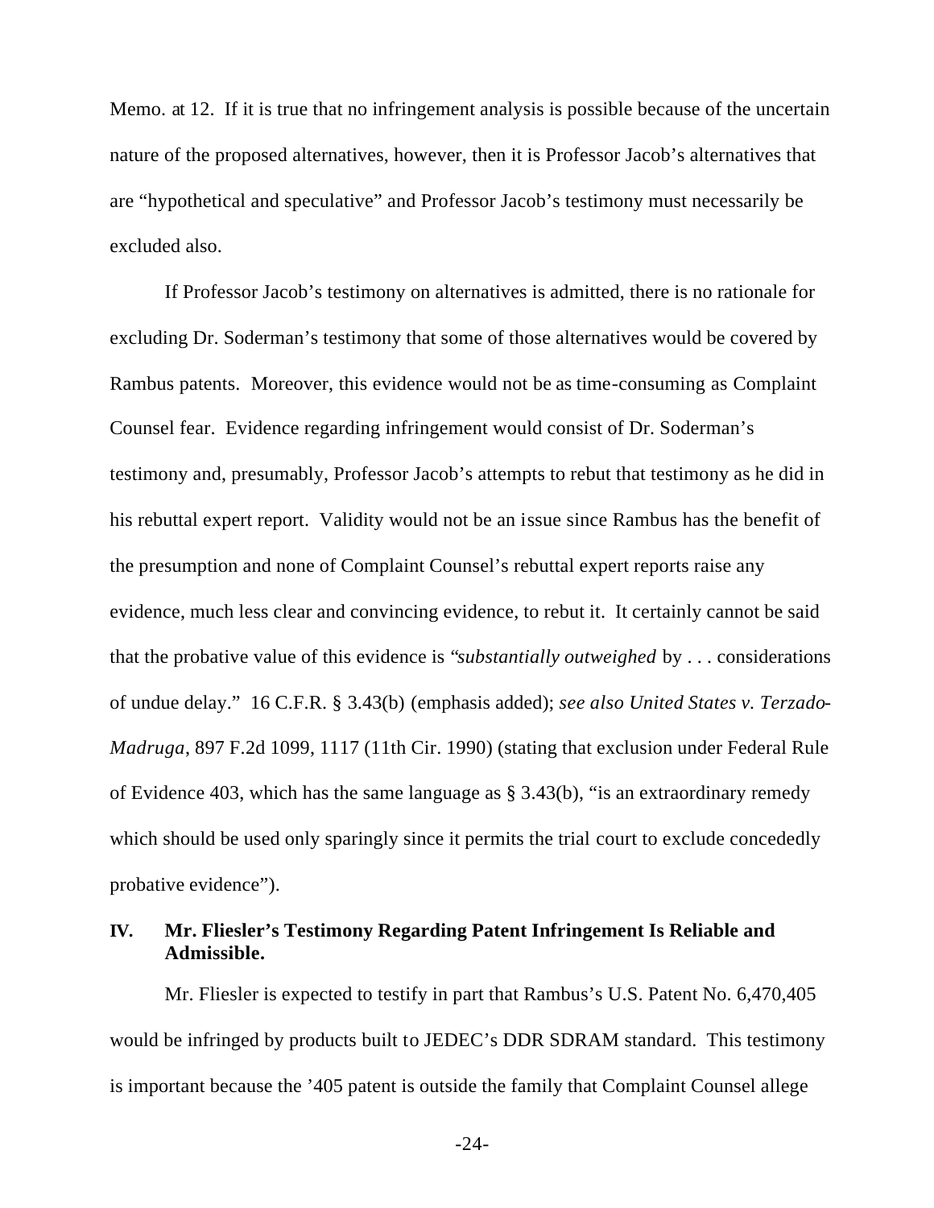Memo. at 12. If it is true that no infringement analysis is possible because of the uncertain nature of the proposed alternatives, however, then it is Professor Jacob's alternatives that are "hypothetical and speculative" and Professor Jacob's testimony must necessarily be excluded also.

If Professor Jacob's testimony on alternatives is admitted, there is no rationale for excluding Dr. Soderman's testimony that some of those alternatives would be covered by Rambus patents. Moreover, this evidence would not be as time-consuming as Complaint Counsel fear. Evidence regarding infringement would consist of Dr. Soderman's testimony and, presumably, Professor Jacob's attempts to rebut that testimony as he did in his rebuttal expert report. Validity would not be an issue since Rambus has the benefit of the presumption and none of Complaint Counsel's rebuttal expert reports raise any evidence, much less clear and convincing evidence, to rebut it. It certainly cannot be said that the probative value of this evidence is "*substantially outweighed* by . . . considerations of undue delay." 16 C.F.R. § 3.43(b) (emphasis added); *see also United States v. Terzado-Madruga*, 897 F.2d 1099, 1117 (11th Cir. 1990) (stating that exclusion under Federal Rule of Evidence 403, which has the same language as § 3.43(b), "is an extraordinary remedy which should be used only sparingly since it permits the trial court to exclude concededly probative evidence").

## IV. Mr. Fliesler's Testimony Regarding Patent Infringement Is Reliable and Admissible.

Mr. Fliesler is expected to testify in part that Rambus's U.S. Patent No. 6,470,405 would be infringed by products built to JEDEC's DDR SDRAM standard. This testimony is important because the '405 patent is outside the family that Complaint Counsel allege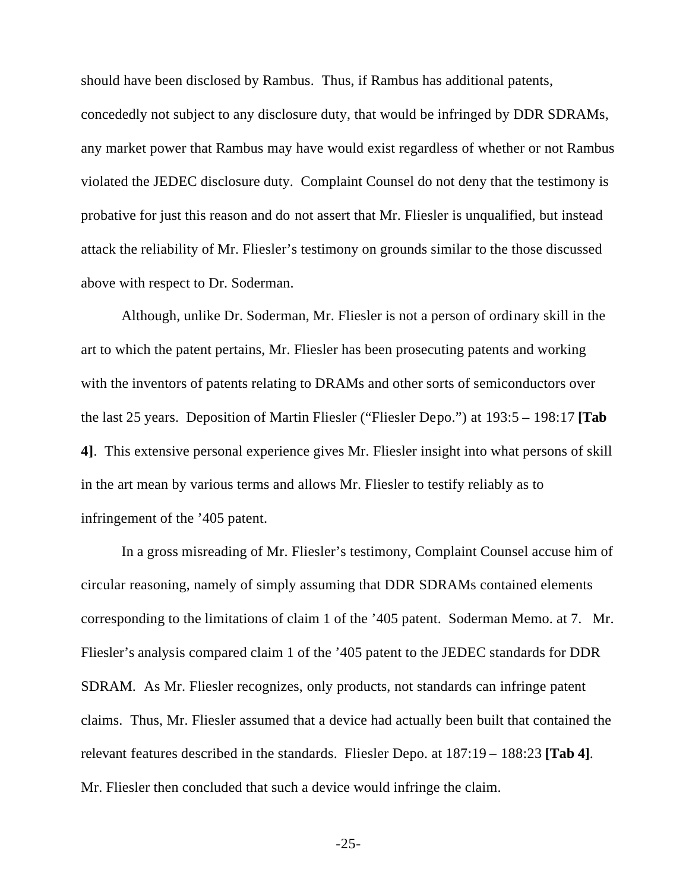should have been disclosed by Rambus. Thus, if Rambus has additional patents, concededly not subject to any disclosure duty, that would be infringed by DDR SDRAMs, any market power that Rambus may have would exist regardless of whether or not Rambus violated the JEDEC disclosure duty. Complaint Counsel do not deny that the testimony is probative for just this reason and do not assert that Mr. Fliesler is unqualified, but instead attack the reliability of Mr. Fliesler's testimony on grounds similar to the those discussed above with respect to Dr. Soderman.

Although, unlike Dr. Soderman, Mr. Fliesler is not a person of ordinary skill in the art to which the patent pertains, Mr. Fliesler has been prosecuting patents and working with the inventors of patents relating to DRAMs and other sorts of semiconductors over the last 25 years. Deposition of Martin Fliesler ("Fliesler Depo.") at 193:5 – 198:17 **[Tab 4]**. This extensive personal experience gives Mr. Fliesler insight into what persons of skill in the art mean by various terms and allows Mr. Fliesler to testify reliably as to infringement of the '405 patent.

In a gross misreading of Mr. Fliesler's testimony, Complaint Counsel accuse him of circular reasoning, namely of simply assuming that DDR SDRAMs contained elements corresponding to the limitations of claim 1 of the '405 patent. Soderman Memo. at 7. Mr. Fliesler's analysis compared claim 1 of the '405 patent to the JEDEC standards for DDR SDRAM. As Mr. Fliesler recognizes, only products, not standards can infringe patent claims. Thus, Mr. Fliesler assumed that a device had actually been built that contained the relevant features described in the standards. Fliesler Depo. at 187:19 – 188:23 **[Tab 4]**. Mr. Fliesler then concluded that such a device would infringe the claim.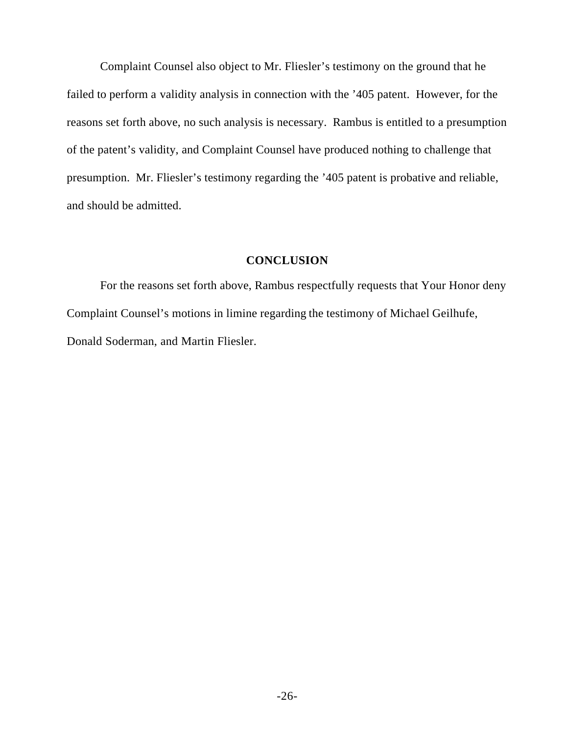Complaint Counsel also object to Mr. Fliesler's testimony on the ground that he failed to perform a validity analysis in connection with the '405 patent. However, for the reasons set forth above, no such analysis is necessary. Rambus is entitled to a presumption of the patent's validity, and Complaint Counsel have produced nothing to challenge that presumption. Mr. Fliesler's testimony regarding the '405 patent is probative and reliable, and should be admitted.

## CONCLUSION

For the reasons set forth above, Rambus respectfully requests that Your Honor deny Complaint Counsel's motions in limine regarding the testimony of Michael Geilhufe, Donald Soderman, and Martin Fliesler.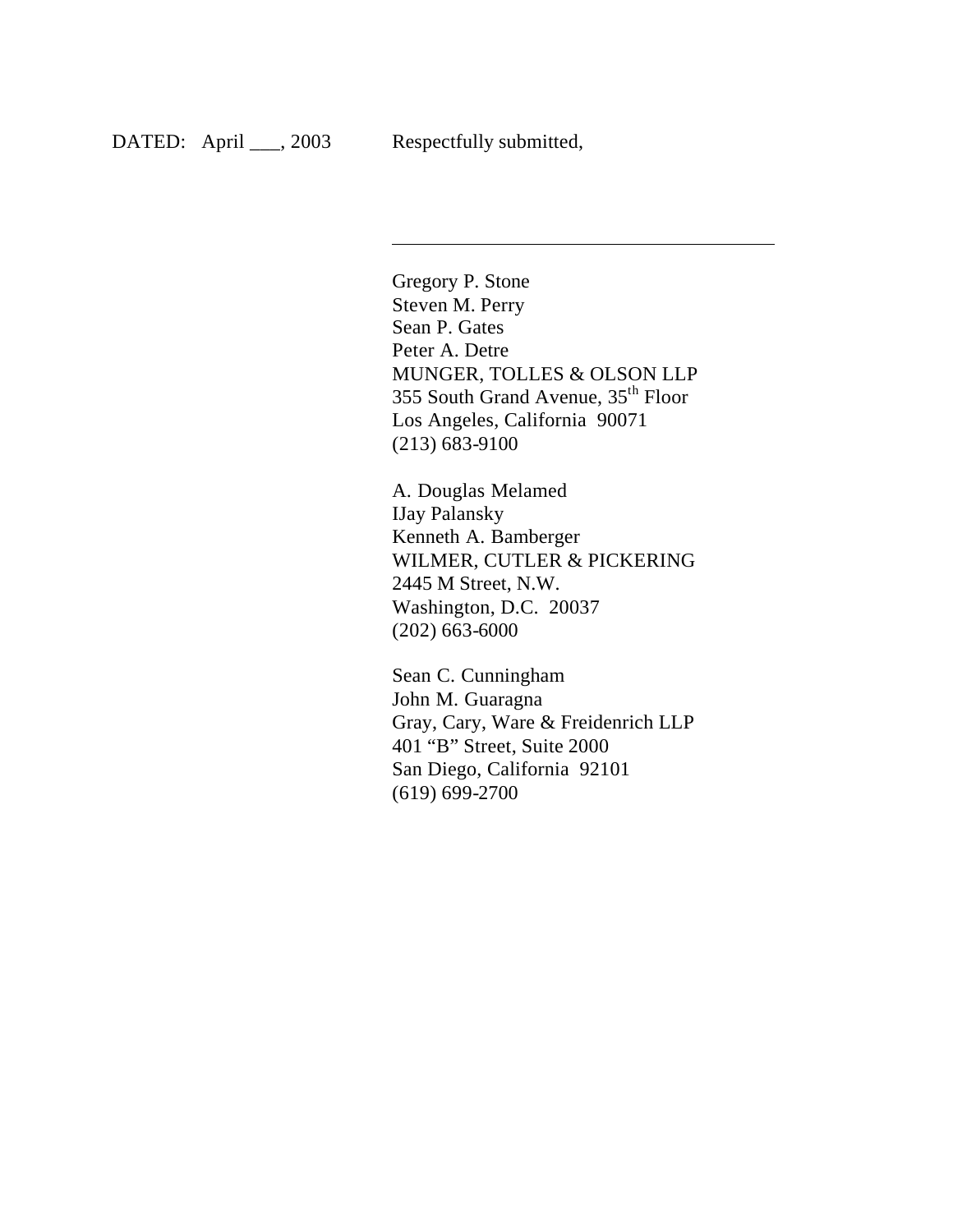DATED: April ___, 2003 Respectfully submitted,

\_\_\_\_\_\_\_\_\_\_\_\_\_\_\_\_\_\_\_\_\_\_\_\_\_\_\_\_\_\_\_\_\_\_\_\_\_\_

Gregory P. Stone  
Steven M. Perry  
Sean P. Gates  
Peter A. Detre  
MUNGER, TOLLES & OLSON LLP  
355 South Grand Avenue, 35th Floor  
Los Angeles, California 90071  
(213) 683-9100

A. Douglas Melamed  
IJay Palansky  
Kenneth A. Bamberger  
WILMER, CUTLER & PICKERING  
2445 M Street, N.W.  
Washington, D.C. 20037  
(202) 663-6000

Sean C. Cunningham  
John M. Guaragna  
Gray, Cary, Ware & Freidenrich LLP  
401 "B" Street, Suite 2000  
San Diego, California 92101  
(619) 699-2700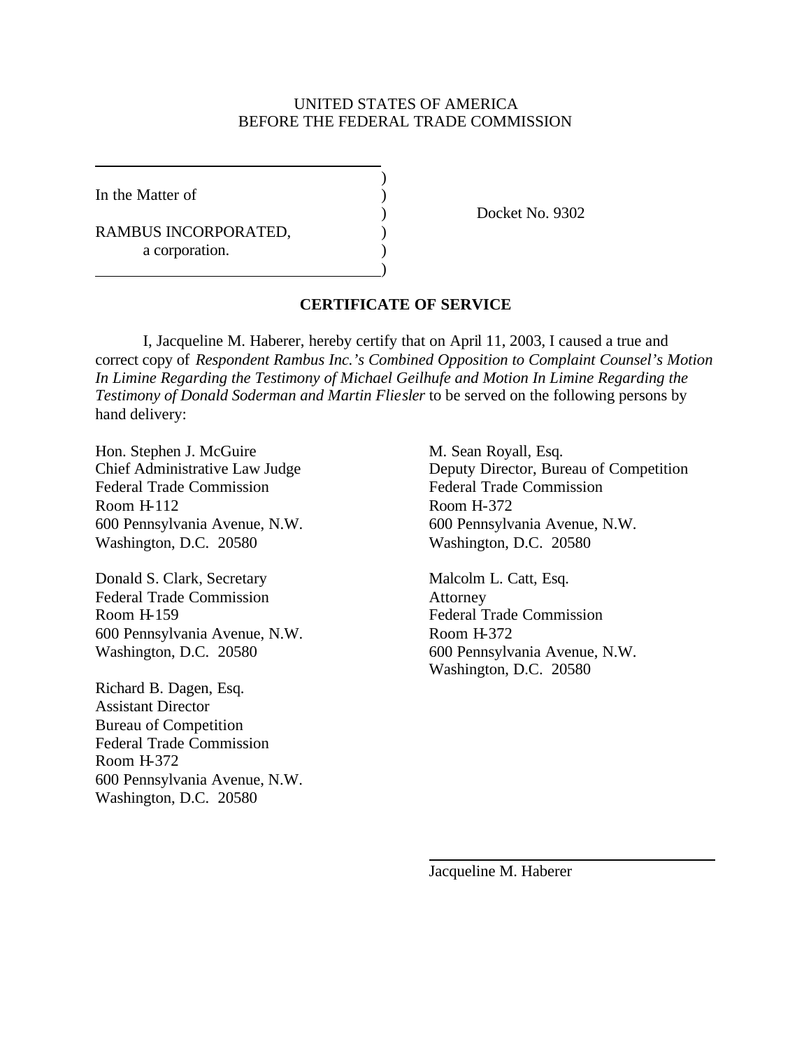UNITED STATES OF AMERICA
BEFORE THE FEDERAL TRADE COMMISSION

| | | |
|---|---|---|
| In the Matter of | ) | |
| | ) | Docket No. 9302 |
| RAMBUS INCORPORATED, a corporation. | ) | |

## CERTIFICATE OF SERVICE

I, Jacqueline M. Haberer, hereby certify that on April 11, 2003, I caused a true and correct copy of *Respondent Rambus Inc.'s Combined Opposition to Complaint Counsel's Motion In Limine Regarding the Testimony of Michael Geilhufe and Motion In Limine Regarding the Testimony of Donald Soderman and Martin Fliesler* to be served on the following persons by hand delivery:

Hon. Stephen J. McGuire
Chief Administrative Law Judge
Federal Trade Commission
Room H-112
600 Pennsylvania Avenue, N.W.
Washington, D.C. 20580

Donald S. Clark, Secretary
Federal Trade Commission
Room H-159
600 Pennsylvania Avenue, N.W.
Washington, D.C. 20580

Richard B. Dagen, Esq.
Assistant Director
Bureau of Competition
Federal Trade Commission
Room H-372
600 Pennsylvania Avenue, N.W.
Washington, D.C. 20580

M. Sean Royall, Esq.
Deputy Director, Bureau of Competition
Federal Trade Commission
Room H-372
600 Pennsylvania Avenue, N.W.
Washington, D.C. 20580

Malcolm L. Catt, Esq.
Attorney
Federal Trade Commission
Room H-372
600 Pennsylvania Avenue, N.W.
Washington, D.C. 20580

\_\_\_\_\_\_\_\_\_\_\_\_\_\_\_\_\_\_\_\_\_\_\_\_\_\_\_\_\_\_
Jacqueline M. Haberer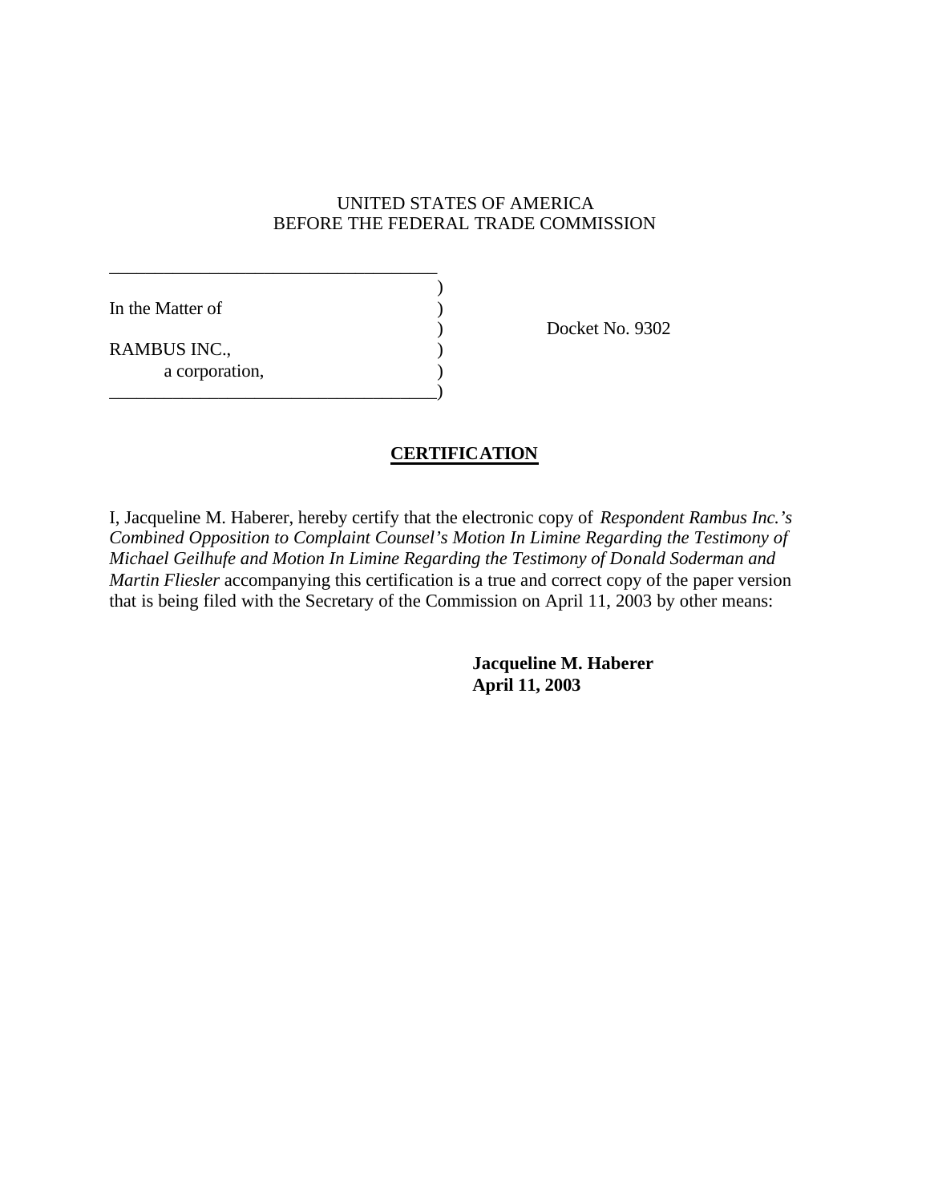UNITED STATES OF AMERICA
BEFORE THE FEDERAL TRADE COMMISSION

| | | |
|---|---|---|
| In the Matter of | ) | |
| | ) | Docket No. 9302 |
| RAMBUS INC., | ) | |
| a corporation, | ) | |

## CERTIFICATION

I, Jacqueline M. Haberer, hereby certify that the electronic copy of *Respondent Rambus Inc.'s Combined Opposition to Complaint Counsel's Motion In Limine Regarding the Testimony of Michael Geilhufe and Motion In Limine Regarding the Testimony of Donald Soderman and Martin Fliesler* accompanying this certification is a true and correct copy of the paper version that is being filed with the Secretary of the Commission on April 11, 2003 by other means:

**Jacqueline M. Haberer**
**April 11, 2003**